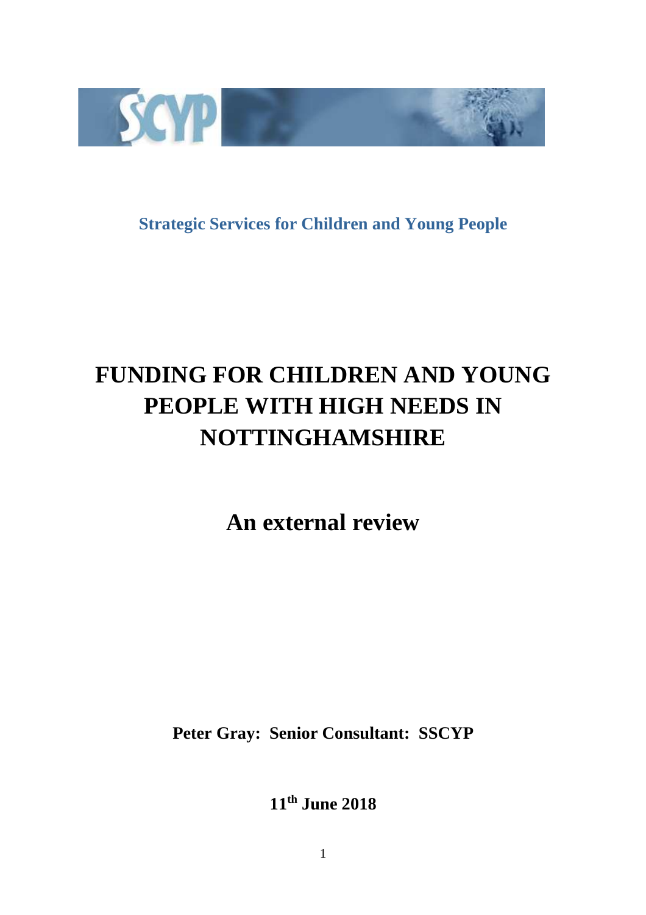**Strategic Services for Children and Young People**

# FUNDING FOR CHILDREN AND YOUNG PEOPLE WITH HIGH NEEDS IN NOTTINGHAMSHIRE

## An external review

**Peter Gray: Senior Consultant: SSCYP**

**11th June 2018**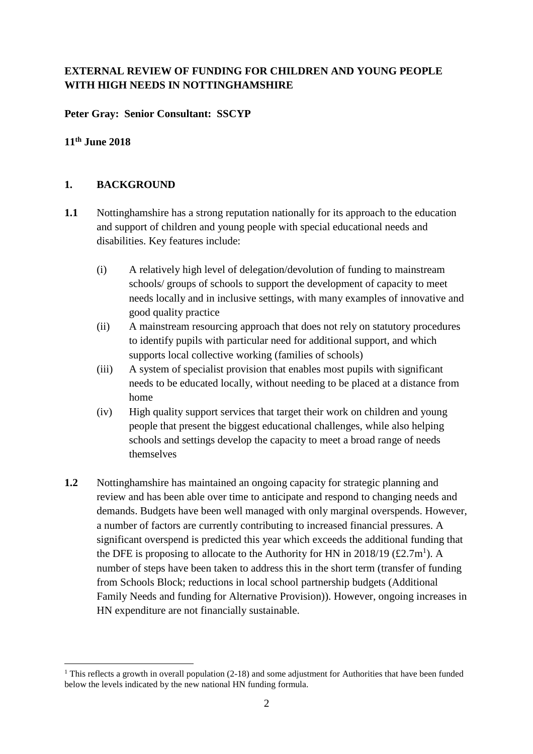**EXTERNAL REVIEW OF FUNDING FOR CHILDREN AND YOUNG PEOPLE WITH HIGH NEEDS IN NOTTINGHAMSHIRE**

**Peter Gray: Senior Consultant: SSCYP**

**11th June 2018**

## 1. BACKGROUND

**1.1** Nottinghamshire has a strong reputation nationally for its approach to the education and support of children and young people with special educational needs and disabilities. Key features include:

(i) A relatively high level of delegation/devolution of funding to mainstream schools/ groups of schools to support the development of capacity to meet needs locally and in inclusive settings, with many examples of innovative and good quality practice

(ii) A mainstream resourcing approach that does not rely on statutory procedures to identify pupils with particular need for additional support, and which supports local collective working (families of schools)

(iii) A system of specialist provision that enables most pupils with significant needs to be educated locally, without needing to be placed at a distance from home

(iv) High quality support services that target their work on children and young people that present the biggest educational challenges, while also helping schools and settings develop the capacity to meet a broad range of needs themselves

**1.2** Nottinghamshire has maintained an ongoing capacity for strategic planning and review and has been able over time to anticipate and respond to changing needs and demands. Budgets have been well managed with only marginal overspends. However, a number of factors are currently contributing to increased financial pressures. A significant overspend is predicted this year which exceeds the additional funding that the DFE is proposing to allocate to the Authority for HN in 2018/19 (£2.7m[1]). A number of steps have been taken to address this in the short term (transfer of funding from Schools Block; reductions in local school partnership budgets (Additional Family Needs and funding for Alternative Provision)). However, ongoing increases in HN expenditure are not financially sustainable.

[1] This reflects a growth in overall population (2-18) and some adjustment for Authorities that have been funded below the levels indicated by the new national HN funding formula.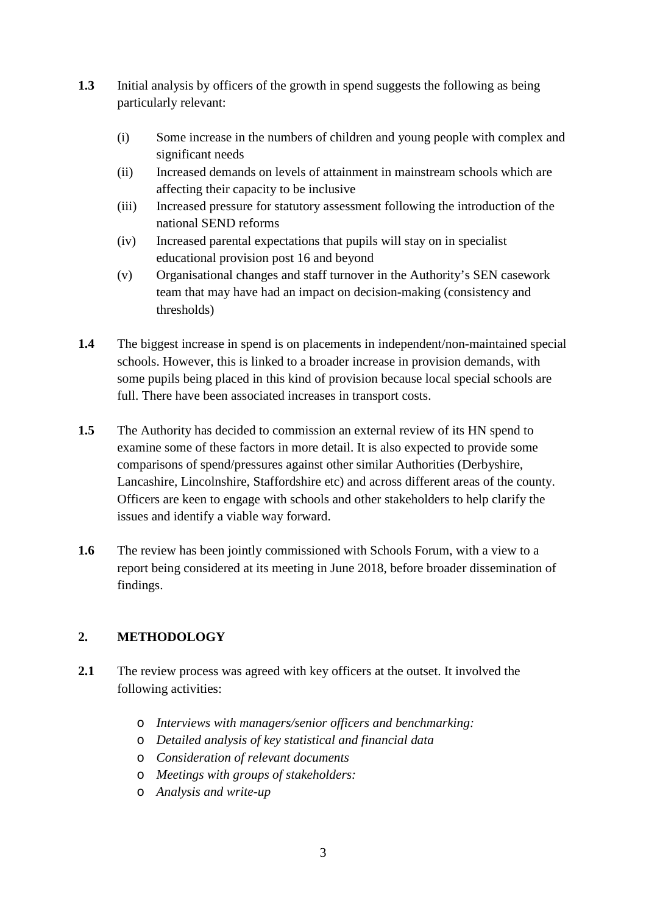**1.3** Initial analysis by officers of the growth in spend suggests the following as being particularly relevant:

- (i) Some increase in the numbers of children and young people with complex and significant needs
- (ii) Increased demands on levels of attainment in mainstream schools which are affecting their capacity to be inclusive
- (iii) Increased pressure for statutory assessment following the introduction of the national SEND reforms
- (iv) Increased parental expectations that pupils will stay on in specialist educational provision post 16 and beyond
- (v) Organisational changes and staff turnover in the Authority's SEN casework team that may have had an impact on decision-making (consistency and thresholds)

**1.4** The biggest increase in spend is on placements in independent/non-maintained special schools. However, this is linked to a broader increase in provision demands, with some pupils being placed in this kind of provision because local special schools are full. There have been associated increases in transport costs.

**1.5** The Authority has decided to commission an external review of its HN spend to examine some of these factors in more detail. It is also expected to provide some comparisons of spend/pressures against other similar Authorities (Derbyshire, Lancashire, Lincolnshire, Staffordshire etc) and across different areas of the county. Officers are keen to engage with schools and other stakeholders to help clarify the issues and identify a viable way forward.

**1.6** The review has been jointly commissioned with Schools Forum, with a view to a report being considered at its meeting in June 2018, before broader dissemination of findings.

## 2. METHODOLOGY

**2.1** The review process was agreed with key officers at the outset. It involved the following activities:

- *Interviews with managers/senior officers and benchmarking:*
- *Detailed analysis of key statistical and financial data*
- *Consideration of relevant documents*
- *Meetings with groups of stakeholders:*
- *Analysis and write-up*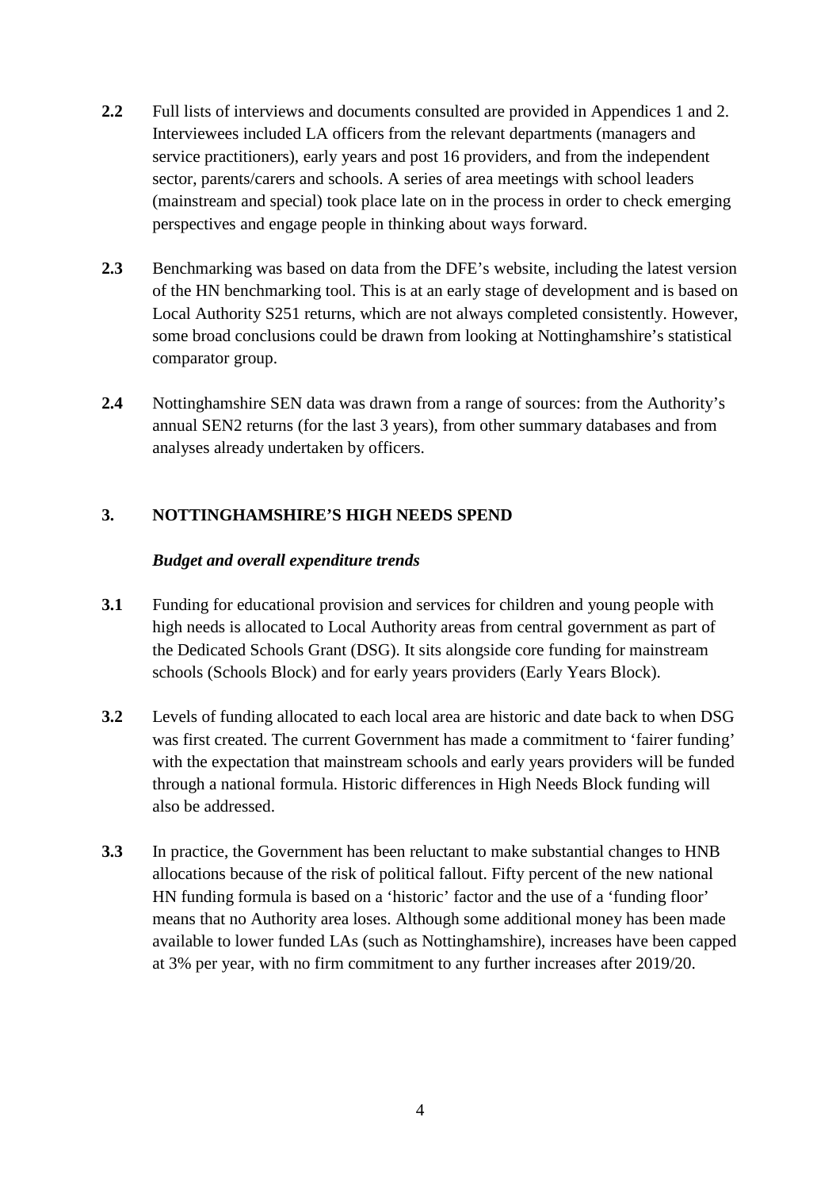**2.2** Full lists of interviews and documents consulted are provided in Appendices 1 and 2. Interviewees included LA officers from the relevant departments (managers and service practitioners), early years and post 16 providers, and from the independent sector, parents/carers and schools. A series of area meetings with school leaders (mainstream and special) took place late on in the process in order to check emerging perspectives and engage people in thinking about ways forward.

**2.3** Benchmarking was based on data from the DFE's website, including the latest version of the HN benchmarking tool. This is at an early stage of development and is based on Local Authority S251 returns, which are not always completed consistently. However, some broad conclusions could be drawn from looking at Nottinghamshire's statistical comparator group.

**2.4** Nottinghamshire SEN data was drawn from a range of sources: from the Authority's annual SEN2 returns (for the last 3 years), from other summary databases and from analyses already undertaken by officers.

## 3. NOTTINGHAMSHIRE'S HIGH NEEDS SPEND

***Budget and overall expenditure trends***

**3.1** Funding for educational provision and services for children and young people with high needs is allocated to Local Authority areas from central government as part of the Dedicated Schools Grant (DSG). It sits alongside core funding for mainstream schools (Schools Block) and for early years providers (Early Years Block).

**3.2** Levels of funding allocated to each local area are historic and date back to when DSG was first created. The current Government has made a commitment to 'fairer funding' with the expectation that mainstream schools and early years providers will be funded through a national formula. Historic differences in High Needs Block funding will also be addressed.

**3.3** In practice, the Government has been reluctant to make substantial changes to HNB allocations because of the risk of political fallout. Fifty percent of the new national HN funding formula is based on a 'historic' factor and the use of a 'funding floor' means that no Authority area loses. Although some additional money has been made available to lower funded LAs (such as Nottinghamshire), increases have been capped at 3% per year, with no firm commitment to any further increases after 2019/20.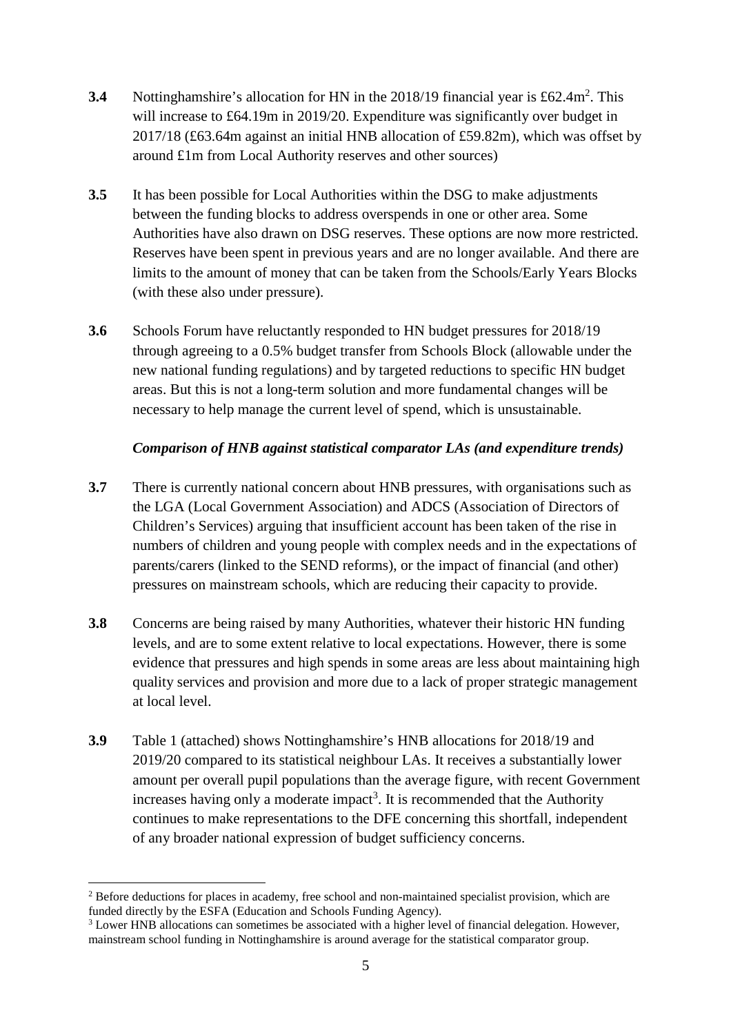**3.4** Nottinghamshire's allocation for HN in the 2018/19 financial year is £62.4m[2]. This will increase to £64.19m in 2019/20. Expenditure was significantly over budget in 2017/18 (£63.64m against an initial HNB allocation of £59.82m), which was offset by around £1m from Local Authority reserves and other sources)

**3.5** It has been possible for Local Authorities within the DSG to make adjustments between the funding blocks to address overspends in one or other area. Some Authorities have also drawn on DSG reserves. These options are now more restricted. Reserves have been spent in previous years and are no longer available. And there are limits to the amount of money that can be taken from the Schools/Early Years Blocks (with these also under pressure).

**3.6** Schools Forum have reluctantly responded to HN budget pressures for 2018/19 through agreeing to a 0.5% budget transfer from Schools Block (allowable under the new national funding regulations) and by targeted reductions to specific HN budget areas. But this is not a long-term solution and more fundamental changes will be necessary to help manage the current level of spend, which is unsustainable.

***Comparison of HNB against statistical comparator LAs (and expenditure trends)***

**3.7** There is currently national concern about HNB pressures, with organisations such as the LGA (Local Government Association) and ADCS (Association of Directors of Children's Services) arguing that insufficient account has been taken of the rise in numbers of children and young people with complex needs and in the expectations of parents/carers (linked to the SEND reforms), or the impact of financial (and other) pressures on mainstream schools, which are reducing their capacity to provide.

**3.8** Concerns are being raised by many Authorities, whatever their historic HN funding levels, and are to some extent relative to local expectations. However, there is some evidence that pressures and high spends in some areas are less about maintaining high quality services and provision and more due to a lack of proper strategic management at local level.

**3.9** Table 1 (attached) shows Nottinghamshire's HNB allocations for 2018/19 and 2019/20 compared to its statistical neighbour LAs. It receives a substantially lower amount per overall pupil populations than the average figure, with recent Government increases having only a moderate impact[3]. It is recommended that the Authority continues to make representations to the DFE concerning this shortfall, independent of any broader national expression of budget sufficiency concerns.

---

[2] Before deductions for places in academy, free school and non-maintained specialist provision, which are funded directly by the ESFA (Education and Schools Funding Agency).

[3] Lower HNB allocations can sometimes be associated with a higher level of financial delegation. However, mainstream school funding in Nottinghamshire is around average for the statistical comparator group.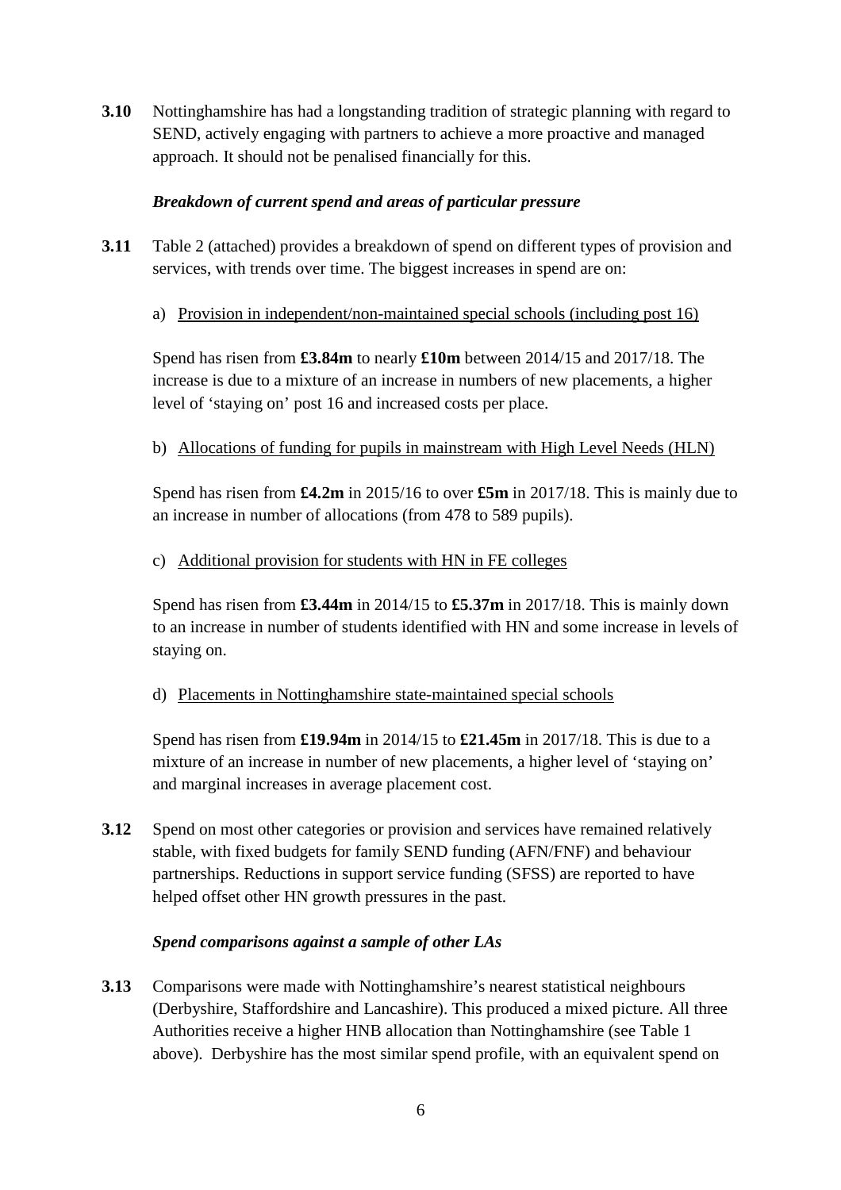**3.10** Nottinghamshire has had a longstanding tradition of strategic planning with regard to SEND, actively engaging with partners to achieve a more proactive and managed approach. It should not be penalised financially for this.

***Breakdown of current spend and areas of particular pressure***

**3.11** Table 2 (attached) provides a breakdown of spend on different types of provision and services, with trends over time. The biggest increases in spend are on:

a) <u>Provision in independent/non-maintained special schools (including post 16)</u>

Spend has risen from **£3.84m** to nearly **£10m** between 2014/15 and 2017/18. The increase is due to a mixture of an increase in numbers of new placements, a higher level of 'staying on' post 16 and increased costs per place.

b) <u>Allocations of funding for pupils in mainstream with High Level Needs (HLN)</u>

Spend has risen from **£4.2m** in 2015/16 to over **£5m** in 2017/18. This is mainly due to an increase in number of allocations (from 478 to 589 pupils).

c) <u>Additional provision for students with HN in FE colleges</u>

Spend has risen from **£3.44m** in 2014/15 to **£5.37m** in 2017/18. This is mainly down to an increase in number of students identified with HN and some increase in levels of staying on.

d) <u>Placements in Nottinghamshire state-maintained special schools</u>

Spend has risen from **£19.94m** in 2014/15 to **£21.45m** in 2017/18. This is due to a mixture of an increase in number of new placements, a higher level of 'staying on' and marginal increases in average placement cost.

**3.12** Spend on most other categories or provision and services have remained relatively stable, with fixed budgets for family SEND funding (AFN/FNF) and behaviour partnerships. Reductions in support service funding (SFSS) are reported to have helped offset other HN growth pressures in the past.

***Spend comparisons against a sample of other LAs***

**3.13** Comparisons were made with Nottinghamshire's nearest statistical neighbours (Derbyshire, Staffordshire and Lancashire). This produced a mixed picture. All three Authorities receive a higher HNB allocation than Nottinghamshire (see Table 1 above). Derbyshire has the most similar spend profile, with an equivalent spend on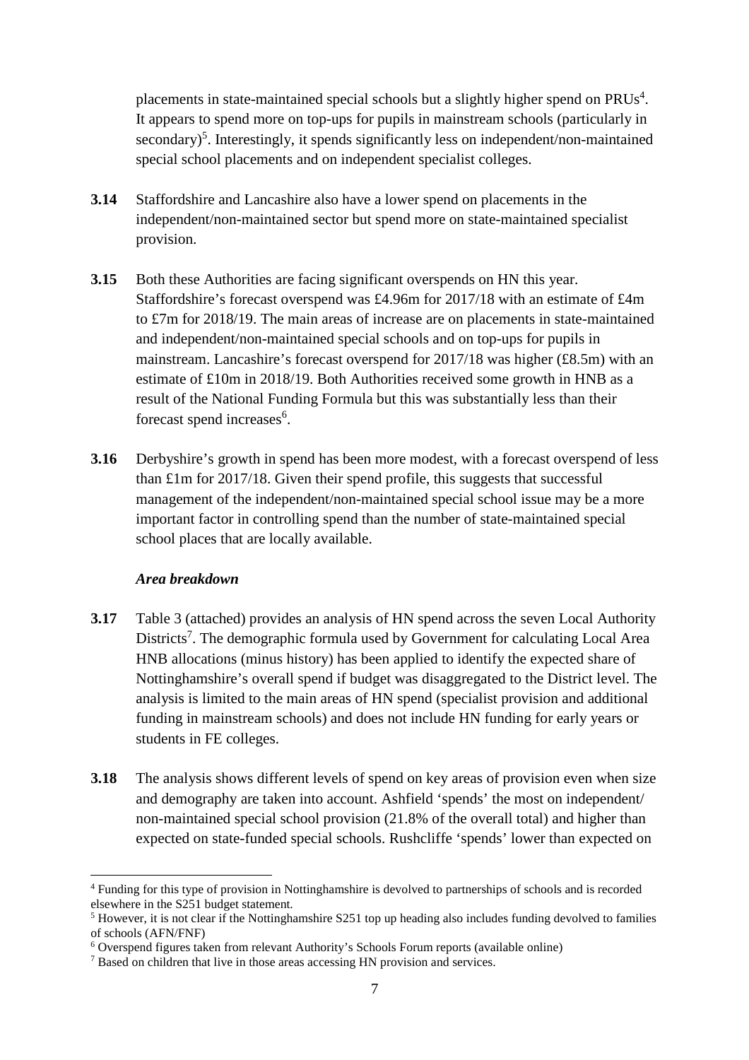placements in state-maintained special schools but a slightly higher spend on PRUs[4]. It appears to spend more on top-ups for pupils in mainstream schools (particularly in secondary)[5]. Interestingly, it spends significantly less on independent/non-maintained special school placements and on independent specialist colleges.

**3.14** Staffordshire and Lancashire also have a lower spend on placements in the independent/non-maintained sector but spend more on state-maintained specialist provision.

**3.15** Both these Authorities are facing significant overspends on HN this year. Staffordshire's forecast overspend was £4.96m for 2017/18 with an estimate of £4m to £7m for 2018/19. The main areas of increase are on placements in state-maintained and independent/non-maintained special schools and on top-ups for pupils in mainstream. Lancashire's forecast overspend for 2017/18 was higher (£8.5m) with an estimate of £10m in 2018/19. Both Authorities received some growth in HNB as a result of the National Funding Formula but this was substantially less than their forecast spend increases[6].

**3.16** Derbyshire's growth in spend has been more modest, with a forecast overspend of less than £1m for 2017/18. Given their spend profile, this suggests that successful management of the independent/non-maintained special school issue may be a more important factor in controlling spend than the number of state-maintained special school places that are locally available.

***Area breakdown***

**3.17** Table 3 (attached) provides an analysis of HN spend across the seven Local Authority Districts[7]. The demographic formula used by Government for calculating Local Area HNB allocations (minus history) has been applied to identify the expected share of Nottinghamshire's overall spend if budget was disaggregated to the District level. The analysis is limited to the main areas of HN spend (specialist provision and additional funding in mainstream schools) and does not include HN funding for early years or students in FE colleges.

**3.18** The analysis shows different levels of spend on key areas of provision even when size and demography are taken into account. Ashfield 'spends' the most on independent/ non-maintained special school provision (21.8% of the overall total) and higher than expected on state-funded special schools. Rushcliffe 'spends' lower than expected on

---

[4] Funding for this type of provision in Nottinghamshire is devolved to partnerships of schools and is recorded elsewhere in the S251 budget statement.

[5] However, it is not clear if the Nottinghamshire S251 top up heading also includes funding devolved to families of schools (AFN/FNF)

[6] Overspend figures taken from relevant Authority's Schools Forum reports (available online)

[7] Based on children that live in those areas accessing HN provision and services.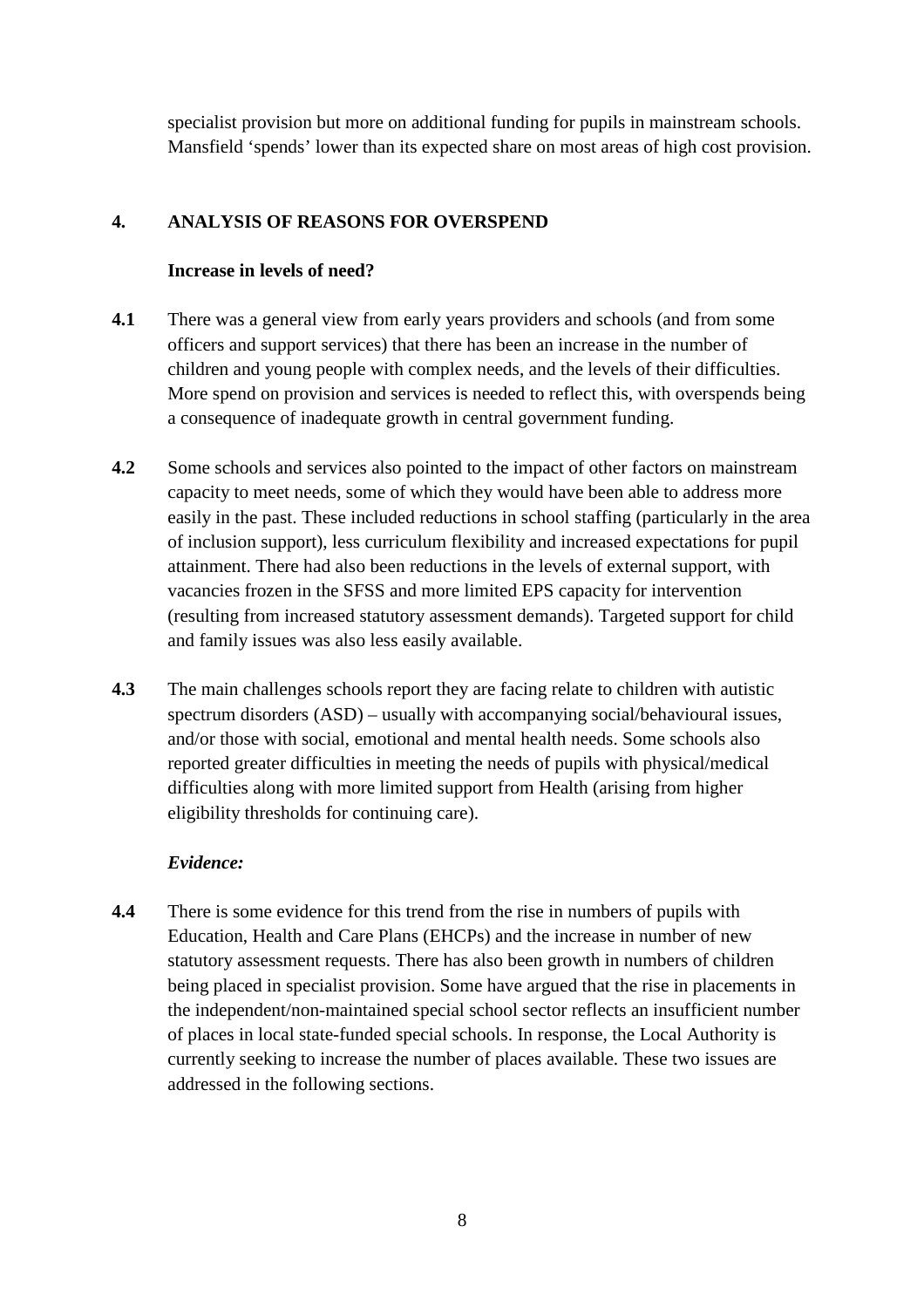specialist provision but more on additional funding for pupils in mainstream schools. Mansfield 'spends' lower than its expected share on most areas of high cost provision.

## 4. ANALYSIS OF REASONS FOR OVERSPEND

### Increase in levels of need?

**4.1** There was a general view from early years providers and schools (and from some officers and support services) that there has been an increase in the number of children and young people with complex needs, and the levels of their difficulties. More spend on provision and services is needed to reflect this, with overspends being a consequence of inadequate growth in central government funding.

**4.2** Some schools and services also pointed to the impact of other factors on mainstream capacity to meet needs, some of which they would have been able to address more easily in the past. These included reductions in school staffing (particularly in the area of inclusion support), less curriculum flexibility and increased expectations for pupil attainment. There had also been reductions in the levels of external support, with vacancies frozen in the SFSS and more limited EPS capacity for intervention (resulting from increased statutory assessment demands). Targeted support for child and family issues was also less easily available.

**4.3** The main challenges schools report they are facing relate to children with autistic spectrum disorders (ASD) – usually with accompanying social/behavioural issues, and/or those with social, emotional and mental health needs. Some schools also reported greater difficulties in meeting the needs of pupils with physical/medical difficulties along with more limited support from Health (arising from higher eligibility thresholds for continuing care).

***Evidence:***

**4.4** There is some evidence for this trend from the rise in numbers of pupils with Education, Health and Care Plans (EHCPs) and the increase in number of new statutory assessment requests. There has also been growth in numbers of children being placed in specialist provision. Some have argued that the rise in placements in the independent/non-maintained special school sector reflects an insufficient number of places in local state-funded special schools. In response, the Local Authority is currently seeking to increase the number of places available. These two issues are addressed in the following sections.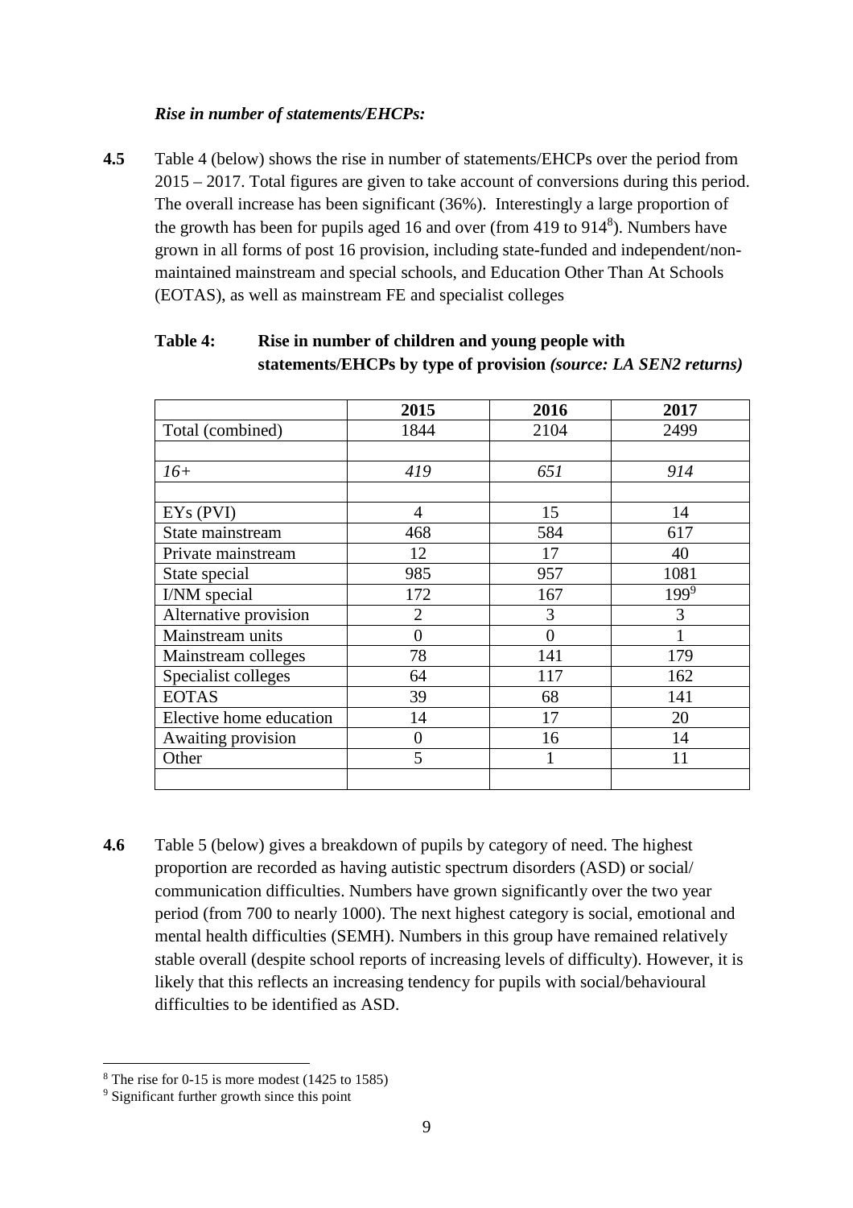***Rise in number of statements/EHCPs:***

**4.5** Table 4 (below) shows the rise in number of statements/EHCPs over the period from 2015 – 2017. Total figures are given to take account of conversions during this period. The overall increase has been significant (36%). Interestingly a large proportion of the growth has been for pupils aged 16 and over (from 419 to 914[8]). Numbers have grown in all forms of post 16 provision, including state-funded and independent/non-maintained mainstream and special schools, and Education Other Than At Schools (EOTAS), as well as mainstream FE and specialist colleges

**Table 4: Rise in number of children and young people with statements/EHCPs by type of provision** ***(source: LA SEN2 returns)***

| | **2015** | **2016** | **2017** |
|---|---|---|---|
| Total (combined) | 1844 | 2104 | 2499 |
| | | | |
| *16+* | *419* | *651* | *914* |
| | | | |
| EYs (PVI) | 4 | 15 | 14 |
| State mainstream | 468 | 584 | 617 |
| Private mainstream | 12 | 17 | 40 |
| State special | 985 | 957 | 1081 |
| I/NM special | 172 | 167 | 199[9] |
| Alternative provision | 2 | 3 | 3 |
| Mainstream units | 0 | 0 | 1 |
| Mainstream colleges | 78 | 141 | 179 |
| Specialist colleges | 64 | 117 | 162 |
| EOTAS | 39 | 68 | 141 |
| Elective home education | 14 | 17 | 20 |
| Awaiting provision | 0 | 16 | 14 |
| Other | 5 | 1 | 11 |
| | | | |

**4.6** Table 5 (below) gives a breakdown of pupils by category of need. The highest proportion are recorded as having autistic spectrum disorders (ASD) or social/ communication difficulties. Numbers have grown significantly over the two year period (from 700 to nearly 1000). The next highest category is social, emotional and mental health difficulties (SEMH). Numbers in this group have remained relatively stable overall (despite school reports of increasing levels of difficulty). However, it is likely that this reflects an increasing tendency for pupils with social/behavioural difficulties to be identified as ASD.

---

[8] The rise for 0-15 is more modest (1425 to 1585)

[9] Significant further growth since this point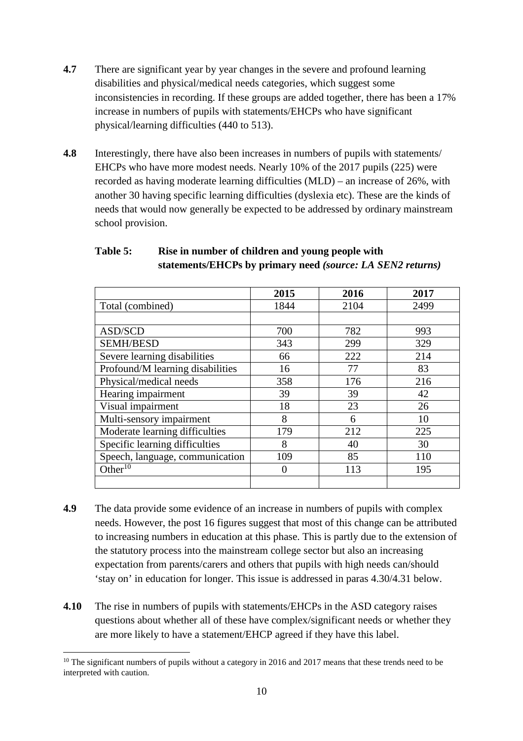**4.7** There are significant year by year changes in the severe and profound learning disabilities and physical/medical needs categories, which suggest some inconsistencies in recording. If these groups are added together, there has been a 17% increase in numbers of pupils with statements/EHCPs who have significant physical/learning difficulties (440 to 513).

**4.8** Interestingly, there have also been increases in numbers of pupils with statements/ EHCPs who have more modest needs. Nearly 10% of the 2017 pupils (225) were recorded as having moderate learning difficulties (MLD) – an increase of 26%, with another 30 having specific learning difficulties (dyslexia etc). These are the kinds of needs that would now generally be expected to be addressed by ordinary mainstream school provision.

**Table 5: Rise in number of children and young people with statements/EHCPs by primary need** ***(source: LA SEN2 returns)***

| | **2015** | **2016** | **2017** |
|---|---|---|---|
| Total (combined) | 1844 | 2104 | 2499 |
| | | | |
| ASD/SCD | 700 | 782 | 993 |
| SEMH/BESD | 343 | 299 | 329 |
| Severe learning disabilities | 66 | 222 | 214 |
| Profound/M learning disabilities | 16 | 77 | 83 |
| Physical/medical needs | 358 | 176 | 216 |
| Hearing impairment | 39 | 39 | 42 |
| Visual impairment | 18 | 23 | 26 |
| Multi-sensory impairment | 8 | 6 | 10 |
| Moderate learning difficulties | 179 | 212 | 225 |
| Specific learning difficulties | 8 | 40 | 30 |
| Speech, language, communication | 109 | 85 | 110 |
| Other[10] | 0 | 113 | 195 |
| | | | |

**4.9** The data provide some evidence of an increase in numbers of pupils with complex needs. However, the post 16 figures suggest that most of this change can be attributed to increasing numbers in education at this phase. This is partly due to the extension of the statutory process into the mainstream college sector but also an increasing expectation from parents/carers and others that pupils with high needs can/should 'stay on' in education for longer. This issue is addressed in paras 4.30/4.31 below.

**4.10** The rise in numbers of pupils with statements/EHCPs in the ASD category raises questions about whether all of these have complex/significant needs or whether they are more likely to have a statement/EHCP agreed if they have this label.

[10] The significant numbers of pupils without a category in 2016 and 2017 means that these trends need to be interpreted with caution.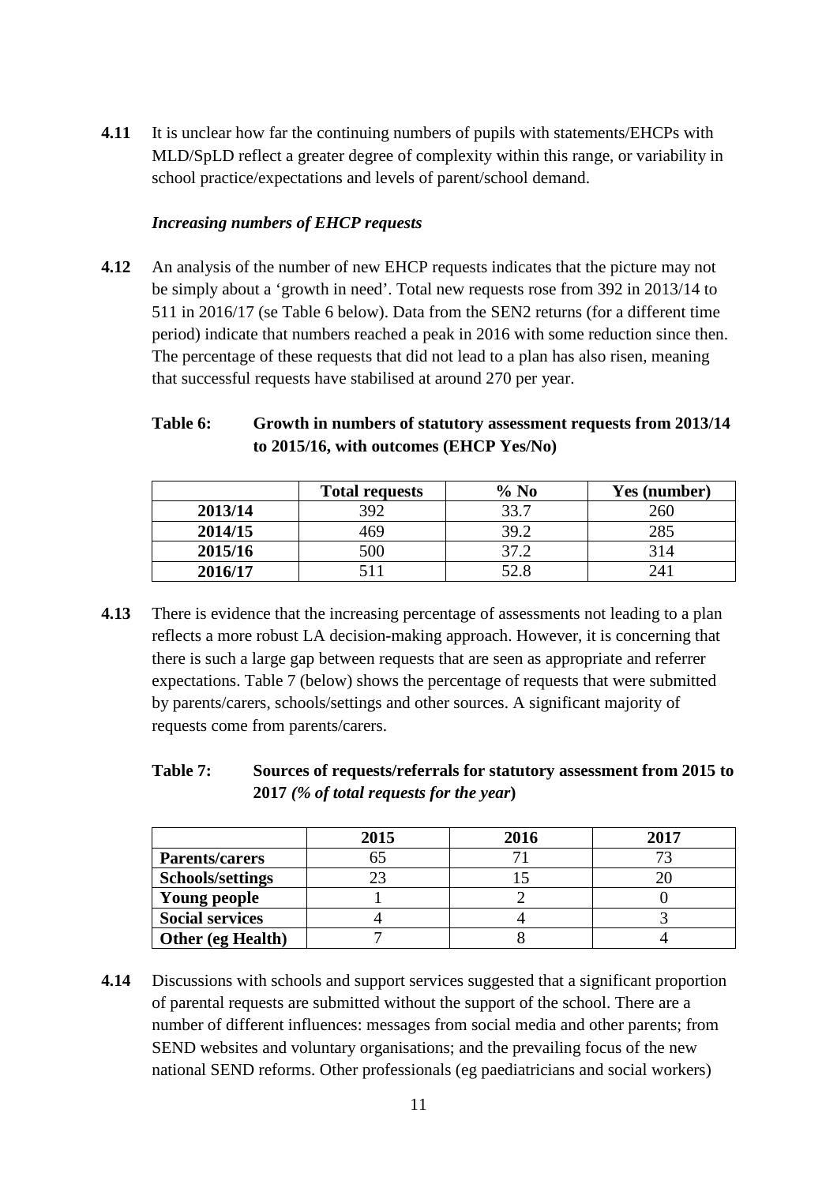**4.11** It is unclear how far the continuing numbers of pupils with statements/EHCPs with MLD/SpLD reflect a greater degree of complexity within this range, or variability in school practice/expectations and levels of parent/school demand.

### *Increasing numbers of EHCP requests*

**4.12** An analysis of the number of new EHCP requests indicates that the picture may not be simply about a 'growth in need'. Total new requests rose from 392 in 2013/14 to 511 in 2016/17 (se Table 6 below). Data from the SEN2 returns (for a different time period) indicate that numbers reached a peak in 2016 with some reduction since then. The percentage of these requests that did not lead to a plan has also risen, meaning that successful requests have stabilised at around 270 per year.

**Table 6: Growth in numbers of statutory assessment requests from 2013/14 to 2015/16, with outcomes (EHCP Yes/No)**

| | Total requests | % No | Yes (number) |
|---|---|---|---|
| **2013/14** | 392 | 33.7 | 260 |
| **2014/15** | 469 | 39.2 | 285 |
| **2015/16** | 500 | 37.2 | 314 |
| **2016/17** | 511 | 52.8 | 241 |

**4.13** There is evidence that the increasing percentage of assessments not leading to a plan reflects a more robust LA decision-making approach. However, it is concerning that there is such a large gap between requests that are seen as appropriate and referrer expectations. Table 7 (below) shows the percentage of requests that were submitted by parents/carers, schools/settings and other sources. A significant majority of requests come from parents/carers.

**Table 7: Sources of requests/referrals for statutory assessment from 2015 to 2017** ***(% of total requests for the year*****)**

| | 2015 | 2016 | 2017 |
|---|---|---|---|
| **Parents/carers** | 65 | 71 | 73 |
| **Schools/settings** | 23 | 15 | 20 |
| **Young people** | 1 | 2 | 0 |
| **Social services** | 4 | 4 | 3 |
| **Other (eg Health)** | 7 | 8 | 4 |

**4.14** Discussions with schools and support services suggested that a significant proportion of parental requests are submitted without the support of the school. There are a number of different influences: messages from social media and other parents; from SEND websites and voluntary organisations; and the prevailing focus of the new national SEND reforms. Other professionals (eg paediatricians and social workers)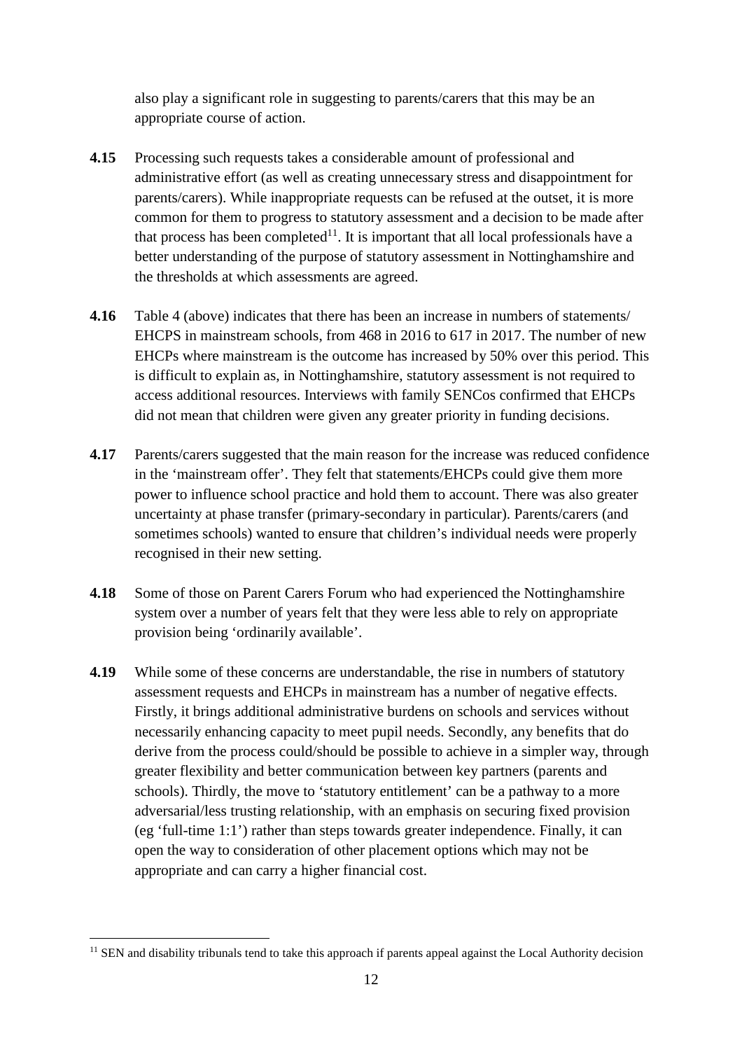also play a significant role in suggesting to parents/carers that this may be an appropriate course of action.

**4.15** Processing such requests takes a considerable amount of professional and administrative effort (as well as creating unnecessary stress and disappointment for parents/carers). While inappropriate requests can be refused at the outset, it is more common for them to progress to statutory assessment and a decision to be made after that process has been completed[11]. It is important that all local professionals have a better understanding of the purpose of statutory assessment in Nottinghamshire and the thresholds at which assessments are agreed.

**4.16** Table 4 (above) indicates that there has been an increase in numbers of statements/ EHCPS in mainstream schools, from 468 in 2016 to 617 in 2017. The number of new EHCPs where mainstream is the outcome has increased by 50% over this period. This is difficult to explain as, in Nottinghamshire, statutory assessment is not required to access additional resources. Interviews with family SENCos confirmed that EHCPs did not mean that children were given any greater priority in funding decisions.

**4.17** Parents/carers suggested that the main reason for the increase was reduced confidence in the 'mainstream offer'. They felt that statements/EHCPs could give them more power to influence school practice and hold them to account. There was also greater uncertainty at phase transfer (primary-secondary in particular). Parents/carers (and sometimes schools) wanted to ensure that children's individual needs were properly recognised in their new setting.

**4.18** Some of those on Parent Carers Forum who had experienced the Nottinghamshire system over a number of years felt that they were less able to rely on appropriate provision being 'ordinarily available'.

**4.19** While some of these concerns are understandable, the rise in numbers of statutory assessment requests and EHCPs in mainstream has a number of negative effects. Firstly, it brings additional administrative burdens on schools and services without necessarily enhancing capacity to meet pupil needs. Secondly, any benefits that do derive from the process could/should be possible to achieve in a simpler way, through greater flexibility and better communication between key partners (parents and schools). Thirdly, the move to 'statutory entitlement' can be a pathway to a more adversarial/less trusting relationship, with an emphasis on securing fixed provision (eg 'full-time 1:1') rather than steps towards greater independence. Finally, it can open the way to consideration of other placement options which may not be appropriate and can carry a higher financial cost.

---

[11] SEN and disability tribunals tend to take this approach if parents appeal against the Local Authority decision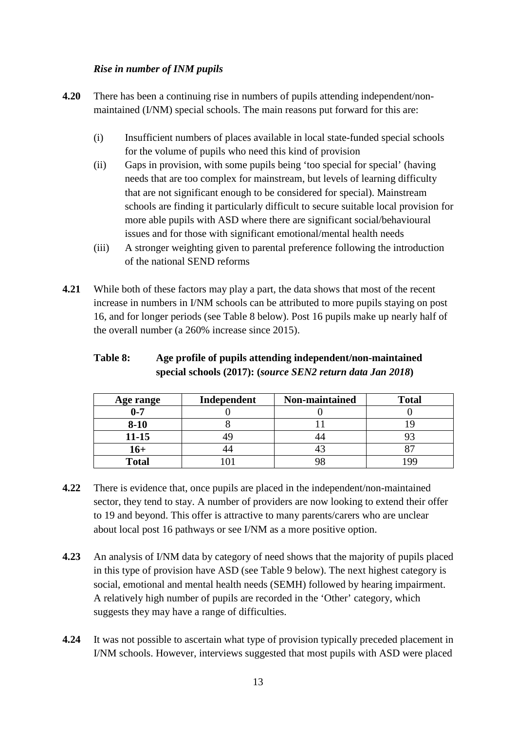### *Rise in number of INM pupils*

**4.20** There has been a continuing rise in numbers of pupils attending independent/non-maintained (I/NM) special schools. The main reasons put forward for this are:

(i) Insufficient numbers of places available in local state-funded special schools for the volume of pupils who need this kind of provision

(ii) Gaps in provision, with some pupils being 'too special for special' (having needs that are too complex for mainstream, but levels of learning difficulty that are not significant enough to be considered for special). Mainstream schools are finding it particularly difficult to secure suitable local provision for more able pupils with ASD where there are significant social/behavioural issues and for those with significant emotional/mental health needs

(iii) A stronger weighting given to parental preference following the introduction of the national SEND reforms

**4.21** While both of these factors may play a part, the data shows that most of the recent increase in numbers in I/NM schools can be attributed to more pupils staying on post 16, and for longer periods (see Table 8 below). Post 16 pupils make up nearly half of the overall number (a 260% increase since 2015).

**Table 8: Age profile of pupils attending independent/non-maintained special schools (2017): (*source SEN2 return data Jan 2018*)**

| Age range | Independent | Non-maintained | Total |
|---|---|---|---|
| **0-7** | 0 | 0 | 0 |
| **8-10** | 8 | 11 | 19 |
| **11-15** | 49 | 44 | 93 |
| **16+** | 44 | 43 | 87 |
| **Total** | 101 | 98 | 199 |

**4.22** There is evidence that, once pupils are placed in the independent/non-maintained sector, they tend to stay. A number of providers are now looking to extend their offer to 19 and beyond. This offer is attractive to many parents/carers who are unclear about local post 16 pathways or see I/NM as a more positive option.

**4.23** An analysis of I/NM data by category of need shows that the majority of pupils placed in this type of provision have ASD (see Table 9 below). The next highest category is social, emotional and mental health needs (SEMH) followed by hearing impairment. A relatively high number of pupils are recorded in the 'Other' category, which suggests they may have a range of difficulties.

**4.24** It was not possible to ascertain what type of provision typically preceded placement in I/NM schools. However, interviews suggested that most pupils with ASD were placed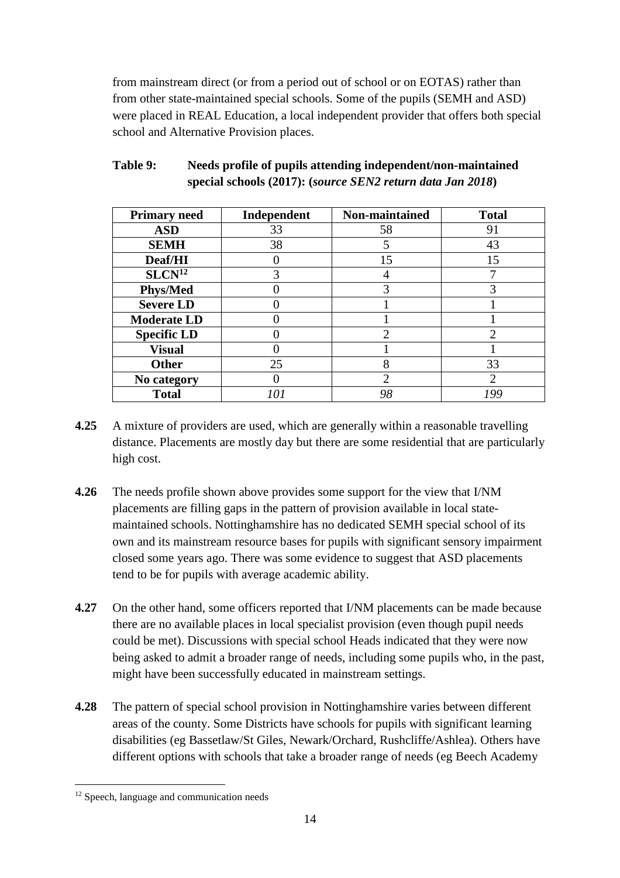from mainstream direct (or from a period out of school or on EOTAS) rather than from other state-maintained special schools. Some of the pupils (SEMH and ASD) were placed in REAL Education, a local independent provider that offers both special school and Alternative Provision places.

**Table 9: Needs profile of pupils attending independent/non-maintained special schools (2017): (*source SEN2 return data Jan 2018*)**

| Primary need | Independent | Non-maintained | Total |
|---|---|---|---|
| **ASD** | 33 | 58 | 91 |
| **SEMH** | 38 | 5 | 43 |
| **Deaf/HI** | 0 | 15 | 15 |
| **SLCN**[12] | 3 | 4 | 7 |
| **Phys/Med** | 0 | 3 | 3 |
| **Severe LD** | 0 | 1 | 1 |
| **Moderate LD** | 0 | 1 | 1 |
| **Specific LD** | 0 | 2 | 2 |
| **Visual** | 0 | 1 | 1 |
| **Other** | 25 | 8 | 33 |
| **No category** | 0 | 2 | 2 |
| **Total** | *101* | *98* | *199* |

**4.25** A mixture of providers are used, which are generally within a reasonable travelling distance. Placements are mostly day but there are some residential that are particularly high cost.

**4.26** The needs profile shown above provides some support for the view that I/NM placements are filling gaps in the pattern of provision available in local state-maintained schools. Nottinghamshire has no dedicated SEMH special school of its own and its mainstream resource bases for pupils with significant sensory impairment closed some years ago. There was some evidence to suggest that ASD placements tend to be for pupils with average academic ability.

**4.27** On the other hand, some officers reported that I/NM placements can be made because there are no available places in local specialist provision (even though pupil needs could be met). Discussions with special school Heads indicated that they were now being asked to admit a broader range of needs, including some pupils who, in the past, might have been successfully educated in mainstream settings.

**4.28** The pattern of special school provision in Nottinghamshire varies between different areas of the county. Some Districts have schools for pupils with significant learning disabilities (eg Bassetlaw/St Giles, Newark/Orchard, Rushcliffe/Ashlea). Others have different options with schools that take a broader range of needs (eg Beech Academy

[12] Speech, language and communication needs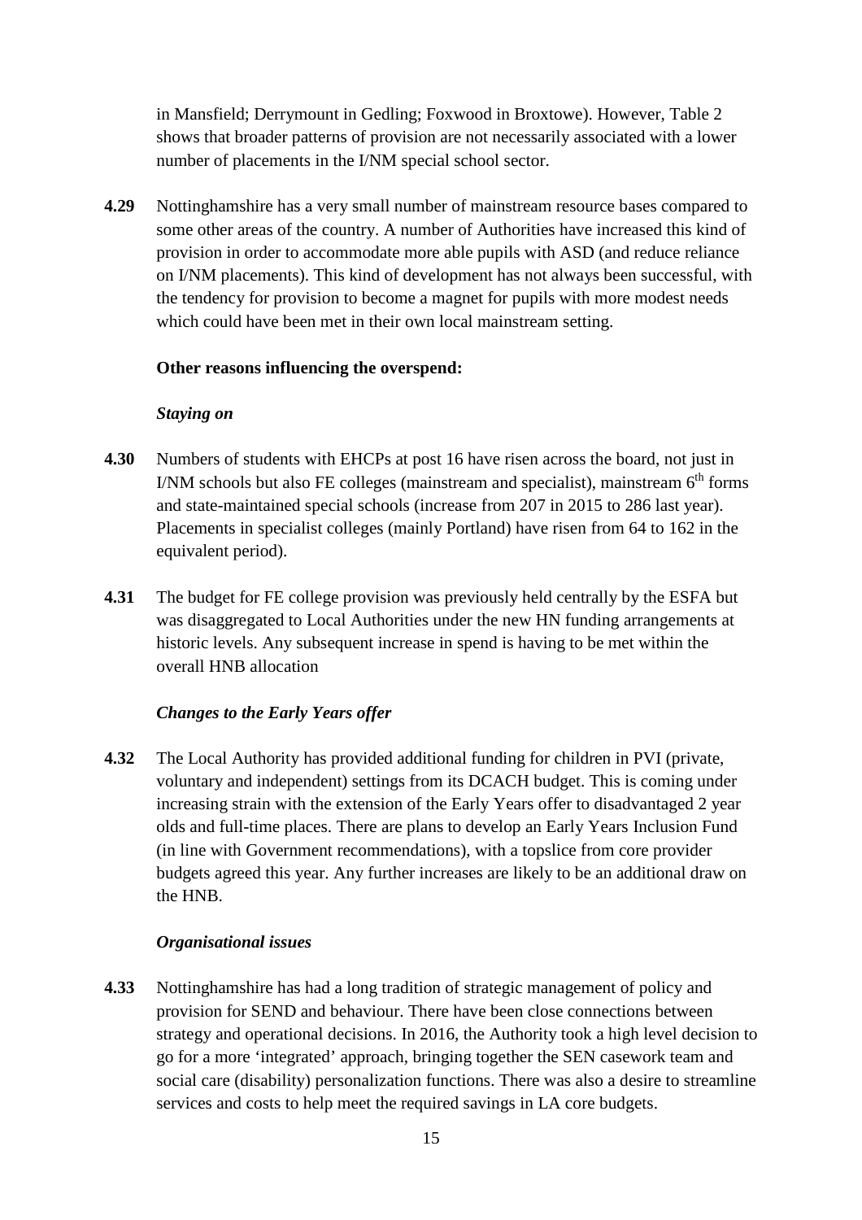in Mansfield; Derrymount in Gedling; Foxwood in Broxtowe). However, Table 2 shows that broader patterns of provision are not necessarily associated with a lower number of placements in the I/NM special school sector.

**4.29** Nottinghamshire has a very small number of mainstream resource bases compared to some other areas of the country. A number of Authorities have increased this kind of provision in order to accommodate more able pupils with ASD (and reduce reliance on I/NM placements). This kind of development has not always been successful, with the tendency for provision to become a magnet for pupils with more modest needs which could have been met in their own local mainstream setting.

**Other reasons influencing the overspend:**

***Staying on***

**4.30** Numbers of students with EHCPs at post 16 have risen across the board, not just in I/NM schools but also FE colleges (mainstream and specialist), mainstream 6th forms and state-maintained special schools (increase from 207 in 2015 to 286 last year). Placements in specialist colleges (mainly Portland) have risen from 64 to 162 in the equivalent period).

**4.31** The budget for FE college provision was previously held centrally by the ESFA but was disaggregated to Local Authorities under the new HN funding arrangements at historic levels. Any subsequent increase in spend is having to be met within the overall HNB allocation

***Changes to the Early Years offer***

**4.32** The Local Authority has provided additional funding for children in PVI (private, voluntary and independent) settings from its DCACH budget. This is coming under increasing strain with the extension of the Early Years offer to disadvantaged 2 year olds and full-time places. There are plans to develop an Early Years Inclusion Fund (in line with Government recommendations), with a topslice from core provider budgets agreed this year. Any further increases are likely to be an additional draw on the HNB.

***Organisational issues***

**4.33** Nottinghamshire has had a long tradition of strategic management of policy and provision for SEND and behaviour. There have been close connections between strategy and operational decisions. In 2016, the Authority took a high level decision to go for a more 'integrated' approach, bringing together the SEN casework team and social care (disability) personalization functions. There was also a desire to streamline services and costs to help meet the required savings in LA core budgets.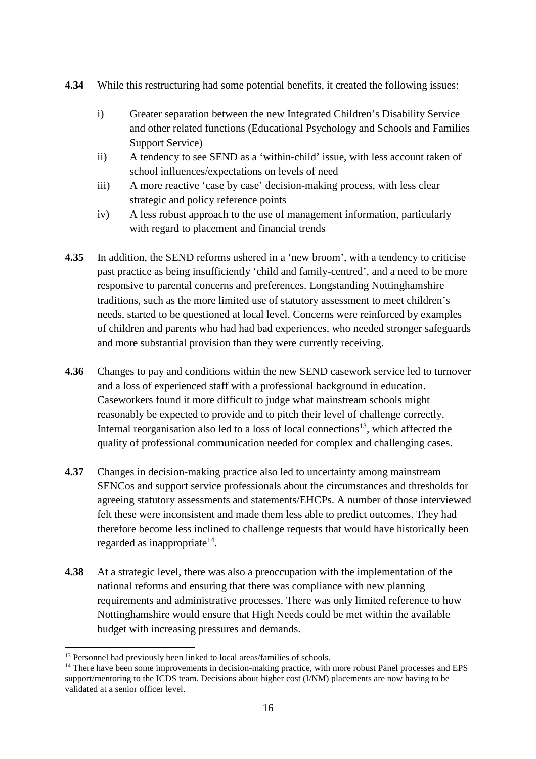**4.34** While this restructuring had some potential benefits, it created the following issues:

i) Greater separation between the new Integrated Children's Disability Service and other related functions (Educational Psychology and Schools and Families Support Service)

ii) A tendency to see SEND as a 'within-child' issue, with less account taken of school influences/expectations on levels of need

iii) A more reactive 'case by case' decision-making process, with less clear strategic and policy reference points

iv) A less robust approach to the use of management information, particularly with regard to placement and financial trends

**4.35** In addition, the SEND reforms ushered in a 'new broom', with a tendency to criticise past practice as being insufficiently 'child and family-centred', and a need to be more responsive to parental concerns and preferences. Longstanding Nottinghamshire traditions, such as the more limited use of statutory assessment to meet children's needs, started to be questioned at local level. Concerns were reinforced by examples of children and parents who had had bad experiences, who needed stronger safeguards and more substantial provision than they were currently receiving.

**4.36** Changes to pay and conditions within the new SEND casework service led to turnover and a loss of experienced staff with a professional background in education. Caseworkers found it more difficult to judge what mainstream schools might reasonably be expected to provide and to pitch their level of challenge correctly. Internal reorganisation also led to a loss of local connections[13], which affected the quality of professional communication needed for complex and challenging cases.

**4.37** Changes in decision-making practice also led to uncertainty among mainstream SENCos and support service professionals about the circumstances and thresholds for agreeing statutory assessments and statements/EHCPs. A number of those interviewed felt these were inconsistent and made them less able to predict outcomes. They had therefore become less inclined to challenge requests that would have historically been regarded as inappropriate[14].

**4.38** At a strategic level, there was also a preoccupation with the implementation of the national reforms and ensuring that there was compliance with new planning requirements and administrative processes. There was only limited reference to how Nottinghamshire would ensure that High Needs could be met within the available budget with increasing pressures and demands.

---

[13] Personnel had previously been linked to local areas/families of schools.

[14] There have been some improvements in decision-making practice, with more robust Panel processes and EPS support/mentoring to the ICDS team. Decisions about higher cost (I/NM) placements are now having to be validated at a senior officer level.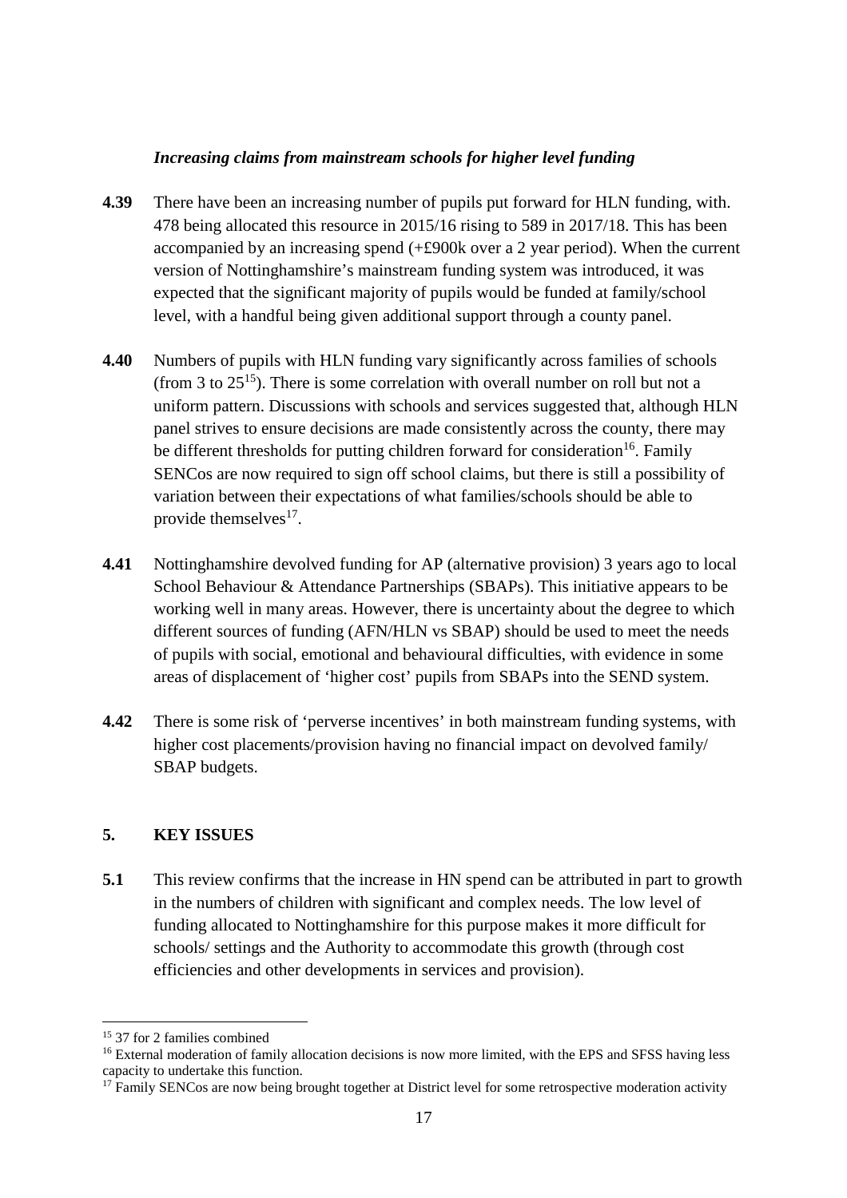***Increasing claims from mainstream schools for higher level funding***

**4.39** There have been an increasing number of pupils put forward for HLN funding, with. 478 being allocated this resource in 2015/16 rising to 589 in 2017/18. This has been accompanied by an increasing spend (+£900k over a 2 year period). When the current version of Nottinghamshire's mainstream funding system was introduced, it was expected that the significant majority of pupils would be funded at family/school level, with a handful being given additional support through a county panel.

**4.40** Numbers of pupils with HLN funding vary significantly across families of schools (from 3 to 25[15]). There is some correlation with overall number on roll but not a uniform pattern. Discussions with schools and services suggested that, although HLN panel strives to ensure decisions are made consistently across the county, there may be different thresholds for putting children forward for consideration[16]. Family SENCos are now required to sign off school claims, but there is still a possibility of variation between their expectations of what families/schools should be able to provide themselves[17].

**4.41** Nottinghamshire devolved funding for AP (alternative provision) 3 years ago to local School Behaviour & Attendance Partnerships (SBAPs). This initiative appears to be working well in many areas. However, there is uncertainty about the degree to which different sources of funding (AFN/HLN vs SBAP) should be used to meet the needs of pupils with social, emotional and behavioural difficulties, with evidence in some areas of displacement of 'higher cost' pupils from SBAPs into the SEND system.

**4.42** There is some risk of 'perverse incentives' in both mainstream funding systems, with higher cost placements/provision having no financial impact on devolved family/ SBAP budgets.

## 5. KEY ISSUES

**5.1** This review confirms that the increase in HN spend can be attributed in part to growth in the numbers of children with significant and complex needs. The low level of funding allocated to Nottinghamshire for this purpose makes it more difficult for schools/ settings and the Authority to accommodate this growth (through cost efficiencies and other developments in services and provision).

---

[15] 37 for 2 families combined

[16] External moderation of family allocation decisions is now more limited, with the EPS and SFSS having less capacity to undertake this function.

[17] Family SENCos are now being brought together at District level for some retrospective moderation activity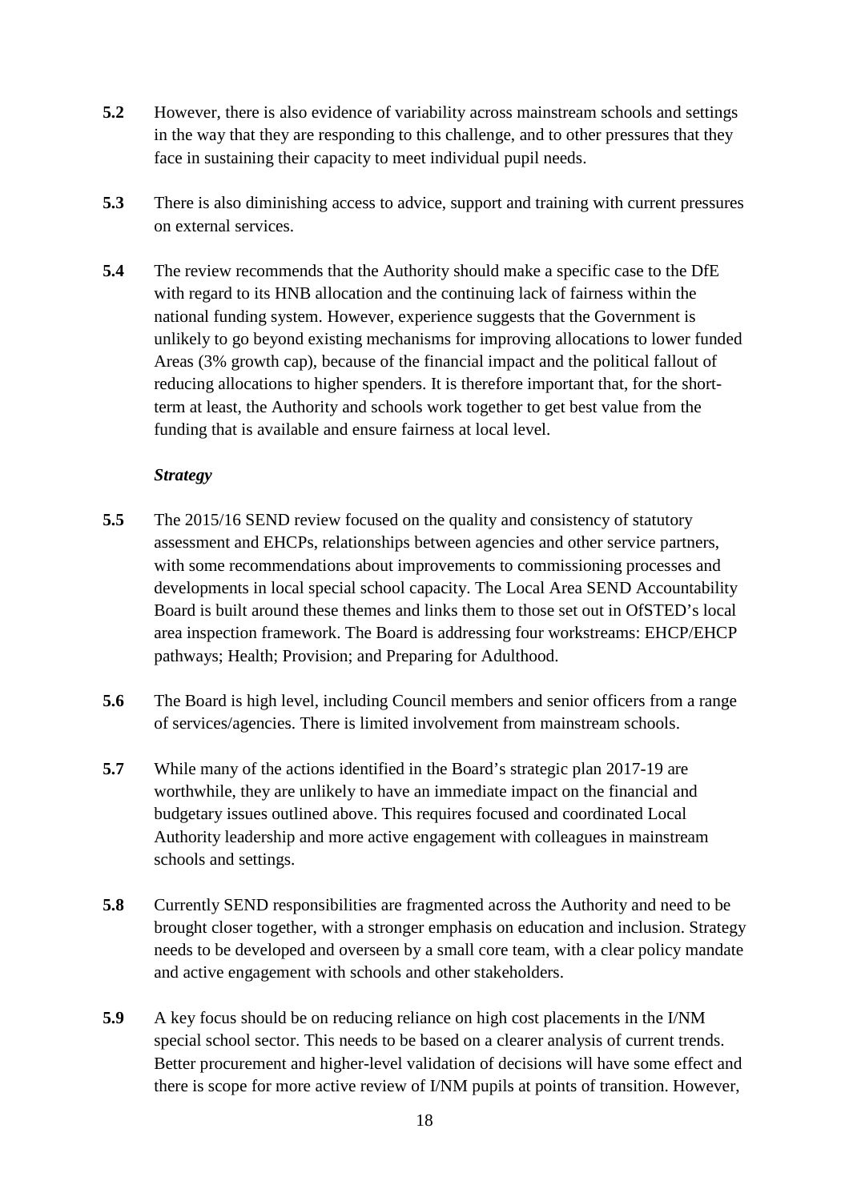**5.2** However, there is also evidence of variability across mainstream schools and settings in the way that they are responding to this challenge, and to other pressures that they face in sustaining their capacity to meet individual pupil needs.

**5.3** There is also diminishing access to advice, support and training with current pressures on external services.

**5.4** The review recommends that the Authority should make a specific case to the DfE with regard to its HNB allocation and the continuing lack of fairness within the national funding system. However, experience suggests that the Government is unlikely to go beyond existing mechanisms for improving allocations to lower funded Areas (3% growth cap), because of the financial impact and the political fallout of reducing allocations to higher spenders. It is therefore important that, for the short-term at least, the Authority and schools work together to get best value from the funding that is available and ensure fairness at local level.

***Strategy***

**5.5** The 2015/16 SEND review focused on the quality and consistency of statutory assessment and EHCPs, relationships between agencies and other service partners, with some recommendations about improvements to commissioning processes and developments in local special school capacity. The Local Area SEND Accountability Board is built around these themes and links them to those set out in OfSTED's local area inspection framework. The Board is addressing four workstreams: EHCP/EHCP pathways; Health; Provision; and Preparing for Adulthood.

**5.6** The Board is high level, including Council members and senior officers from a range of services/agencies. There is limited involvement from mainstream schools.

**5.7** While many of the actions identified in the Board's strategic plan 2017-19 are worthwhile, they are unlikely to have an immediate impact on the financial and budgetary issues outlined above. This requires focused and coordinated Local Authority leadership and more active engagement with colleagues in mainstream schools and settings.

**5.8** Currently SEND responsibilities are fragmented across the Authority and need to be brought closer together, with a stronger emphasis on education and inclusion. Strategy needs to be developed and overseen by a small core team, with a clear policy mandate and active engagement with schools and other stakeholders.

**5.9** A key focus should be on reducing reliance on high cost placements in the I/NM special school sector. This needs to be based on a clearer analysis of current trends. Better procurement and higher-level validation of decisions will have some effect and there is scope for more active review of I/NM pupils at points of transition. However,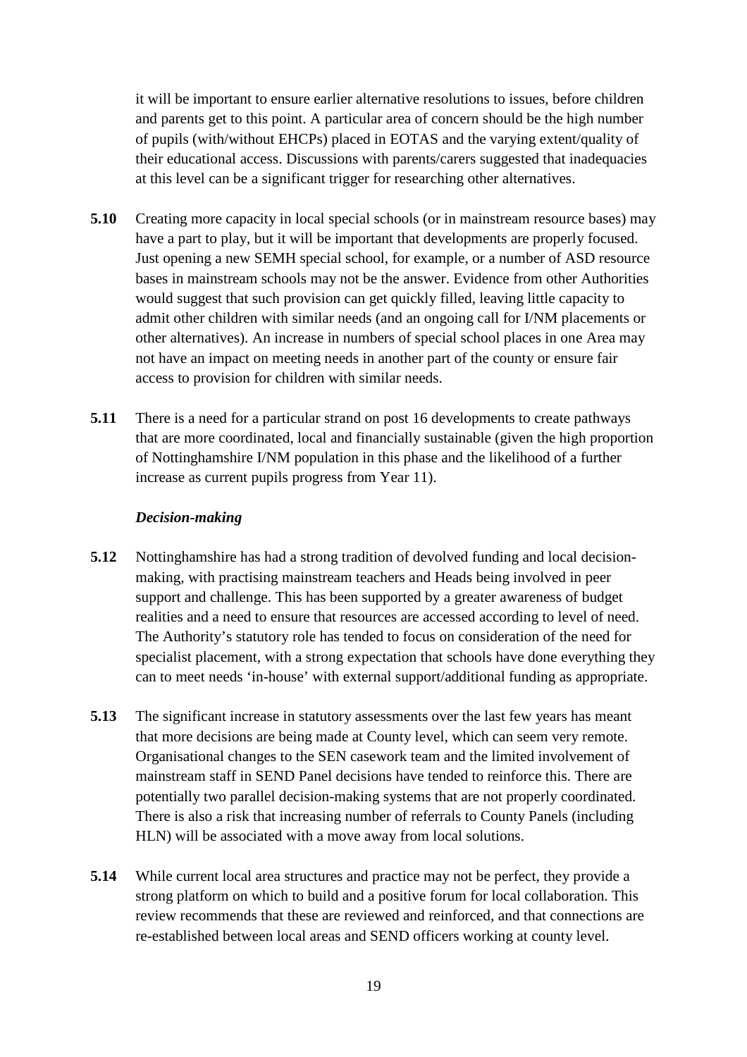it will be important to ensure earlier alternative resolutions to issues, before children and parents get to this point. A particular area of concern should be the high number of pupils (with/without EHCPs) placed in EOTAS and the varying extent/quality of their educational access. Discussions with parents/carers suggested that inadequacies at this level can be a significant trigger for researching other alternatives.

**5.10** Creating more capacity in local special schools (or in mainstream resource bases) may have a part to play, but it will be important that developments are properly focused. Just opening a new SEMH special school, for example, or a number of ASD resource bases in mainstream schools may not be the answer. Evidence from other Authorities would suggest that such provision can get quickly filled, leaving little capacity to admit other children with similar needs (and an ongoing call for I/NM placements or other alternatives). An increase in numbers of special school places in one Area may not have an impact on meeting needs in another part of the county or ensure fair access to provision for children with similar needs.

**5.11** There is a need for a particular strand on post 16 developments to create pathways that are more coordinated, local and financially sustainable (given the high proportion of Nottinghamshire I/NM population in this phase and the likelihood of a further increase as current pupils progress from Year 11).

***Decision-making***

**5.12** Nottinghamshire has had a strong tradition of devolved funding and local decision-making, with practising mainstream teachers and Heads being involved in peer support and challenge. This has been supported by a greater awareness of budget realities and a need to ensure that resources are accessed according to level of need. The Authority's statutory role has tended to focus on consideration of the need for specialist placement, with a strong expectation that schools have done everything they can to meet needs 'in-house' with external support/additional funding as appropriate.

**5.13** The significant increase in statutory assessments over the last few years has meant that more decisions are being made at County level, which can seem very remote. Organisational changes to the SEN casework team and the limited involvement of mainstream staff in SEND Panel decisions have tended to reinforce this. There are potentially two parallel decision-making systems that are not properly coordinated. There is also a risk that increasing number of referrals to County Panels (including HLN) will be associated with a move away from local solutions.

**5.14** While current local area structures and practice may not be perfect, they provide a strong platform on which to build and a positive forum for local collaboration. This review recommends that these are reviewed and reinforced, and that connections are re-established between local areas and SEND officers working at county level.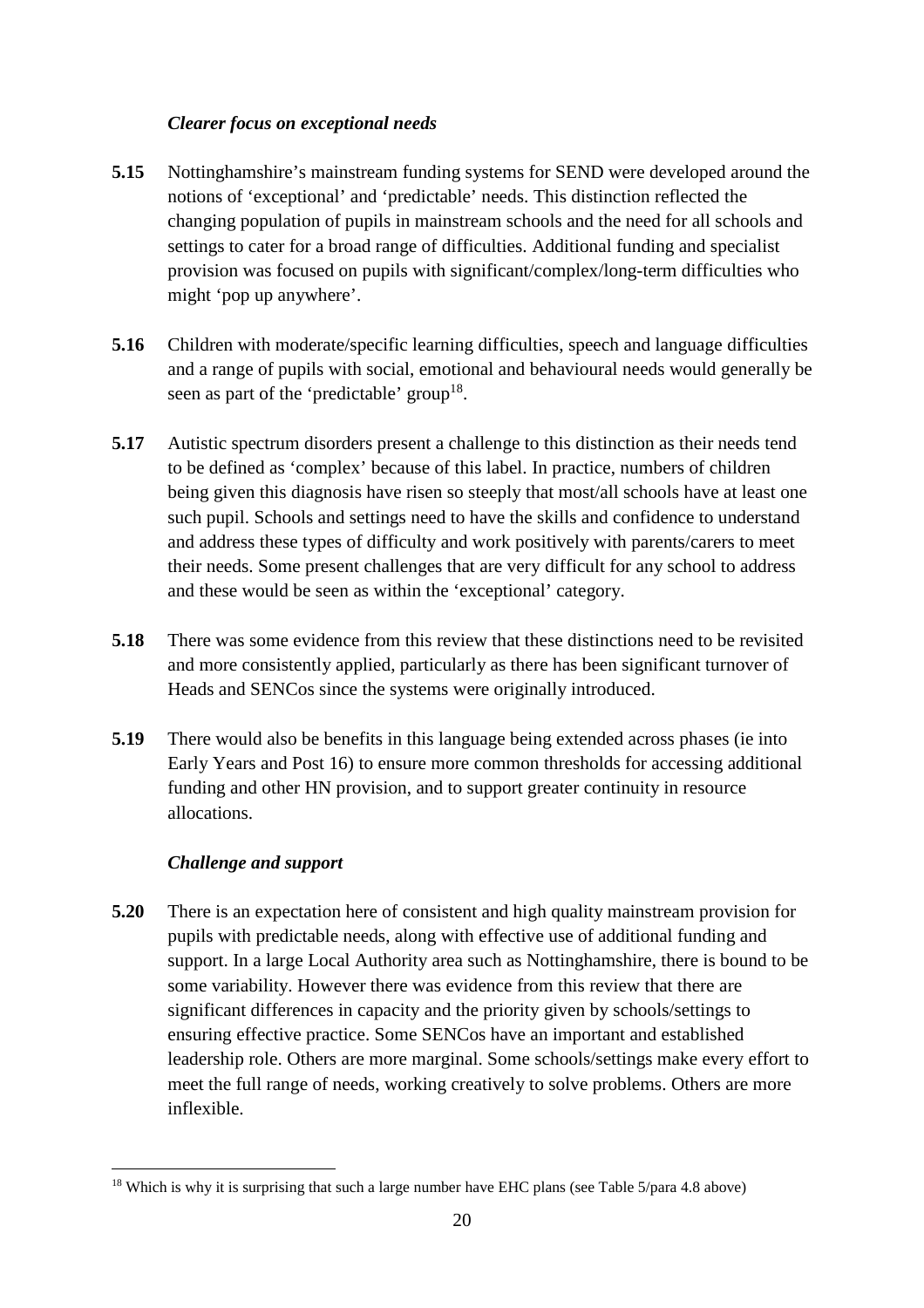### *Clearer focus on exceptional needs*

**5.15** Nottinghamshire's mainstream funding systems for SEND were developed around the notions of 'exceptional' and 'predictable' needs. This distinction reflected the changing population of pupils in mainstream schools and the need for all schools and settings to cater for a broad range of difficulties. Additional funding and specialist provision was focused on pupils with significant/complex/long-term difficulties who might 'pop up anywhere'.

**5.16** Children with moderate/specific learning difficulties, speech and language difficulties and a range of pupils with social, emotional and behavioural needs would generally be seen as part of the 'predictable' group[18].

**5.17** Autistic spectrum disorders present a challenge to this distinction as their needs tend to be defined as 'complex' because of this label. In practice, numbers of children being given this diagnosis have risen so steeply that most/all schools have at least one such pupil. Schools and settings need to have the skills and confidence to understand and address these types of difficulty and work positively with parents/carers to meet their needs. Some present challenges that are very difficult for any school to address and these would be seen as within the 'exceptional' category.

**5.18** There was some evidence from this review that these distinctions need to be revisited and more consistently applied, particularly as there has been significant turnover of Heads and SENCos since the systems were originally introduced.

**5.19** There would also be benefits in this language being extended across phases (ie into Early Years and Post 16) to ensure more common thresholds for accessing additional funding and other HN provision, and to support greater continuity in resource allocations.

### *Challenge and support*

**5.20** There is an expectation here of consistent and high quality mainstream provision for pupils with predictable needs, along with effective use of additional funding and support. In a large Local Authority area such as Nottinghamshire, there is bound to be some variability. However there was evidence from this review that there are significant differences in capacity and the priority given by schools/settings to ensuring effective practice. Some SENCos have an important and established leadership role. Others are more marginal. Some schools/settings make every effort to meet the full range of needs, working creatively to solve problems. Others are more inflexible.

---

[18] Which is why it is surprising that such a large number have EHC plans (see Table 5/para 4.8 above)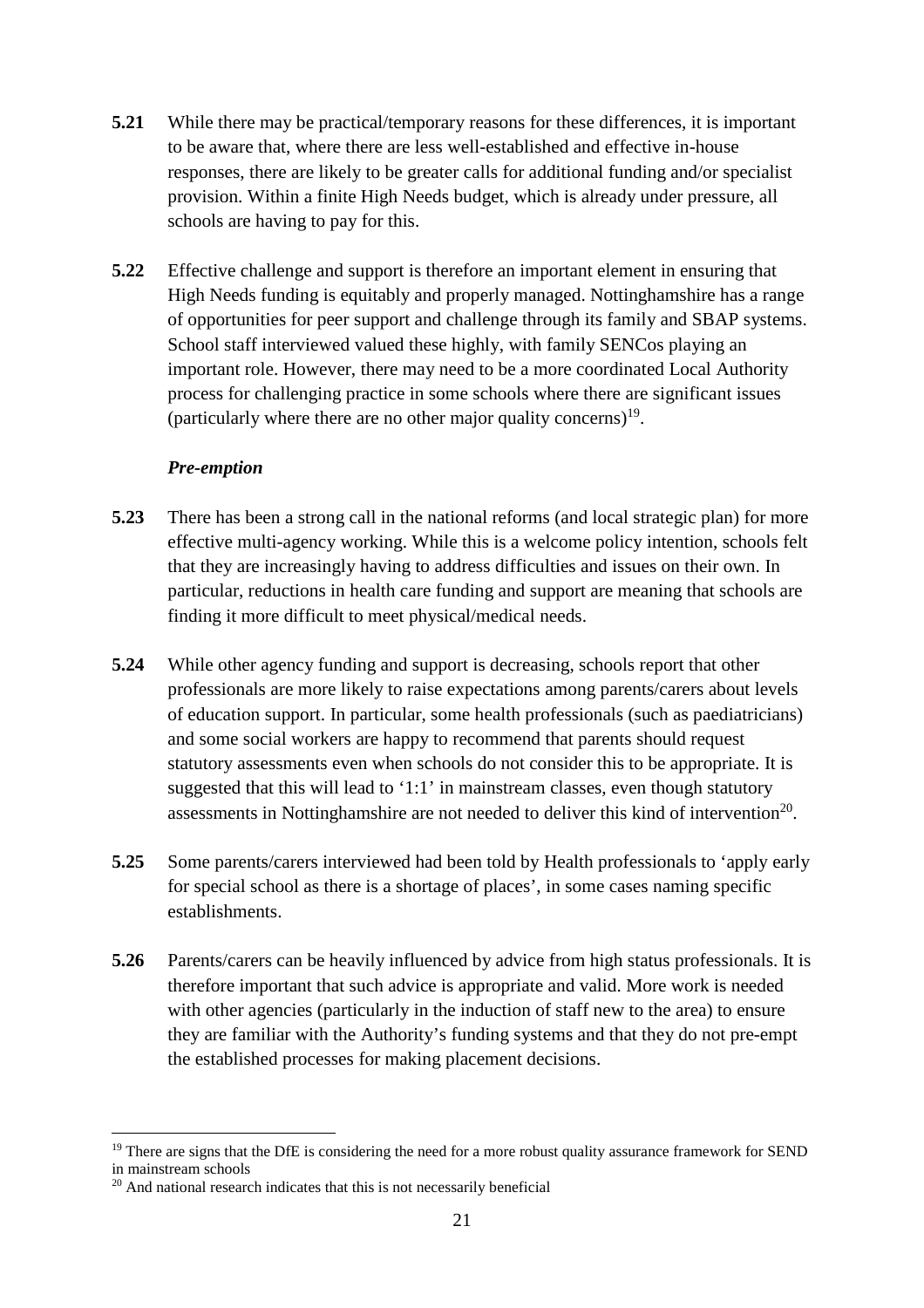**5.21** While there may be practical/temporary reasons for these differences, it is important to be aware that, where there are less well-established and effective in-house responses, there are likely to be greater calls for additional funding and/or specialist provision. Within a finite High Needs budget, which is already under pressure, all schools are having to pay for this.

**5.22** Effective challenge and support is therefore an important element in ensuring that High Needs funding is equitably and properly managed. Nottinghamshire has a range of opportunities for peer support and challenge through its family and SBAP systems. School staff interviewed valued these highly, with family SENCos playing an important role. However, there may need to be a more coordinated Local Authority process for challenging practice in some schools where there are significant issues (particularly where there are no other major quality concerns)[19].

***Pre-emption***

**5.23** There has been a strong call in the national reforms (and local strategic plan) for more effective multi-agency working. While this is a welcome policy intention, schools felt that they are increasingly having to address difficulties and issues on their own. In particular, reductions in health care funding and support are meaning that schools are finding it more difficult to meet physical/medical needs.

**5.24** While other agency funding and support is decreasing, schools report that other professionals are more likely to raise expectations among parents/carers about levels of education support. In particular, some health professionals (such as paediatricians) and some social workers are happy to recommend that parents should request statutory assessments even when schools do not consider this to be appropriate. It is suggested that this will lead to '1:1' in mainstream classes, even though statutory assessments in Nottinghamshire are not needed to deliver this kind of intervention[20].

**5.25** Some parents/carers interviewed had been told by Health professionals to 'apply early for special school as there is a shortage of places', in some cases naming specific establishments.

**5.26** Parents/carers can be heavily influenced by advice from high status professionals. It is therefore important that such advice is appropriate and valid. More work is needed with other agencies (particularly in the induction of staff new to the area) to ensure they are familiar with the Authority's funding systems and that they do not pre-empt the established processes for making placement decisions.

---

[19] There are signs that the DfE is considering the need for a more robust quality assurance framework for SEND in mainstream schools

[20] And national research indicates that this is not necessarily beneficial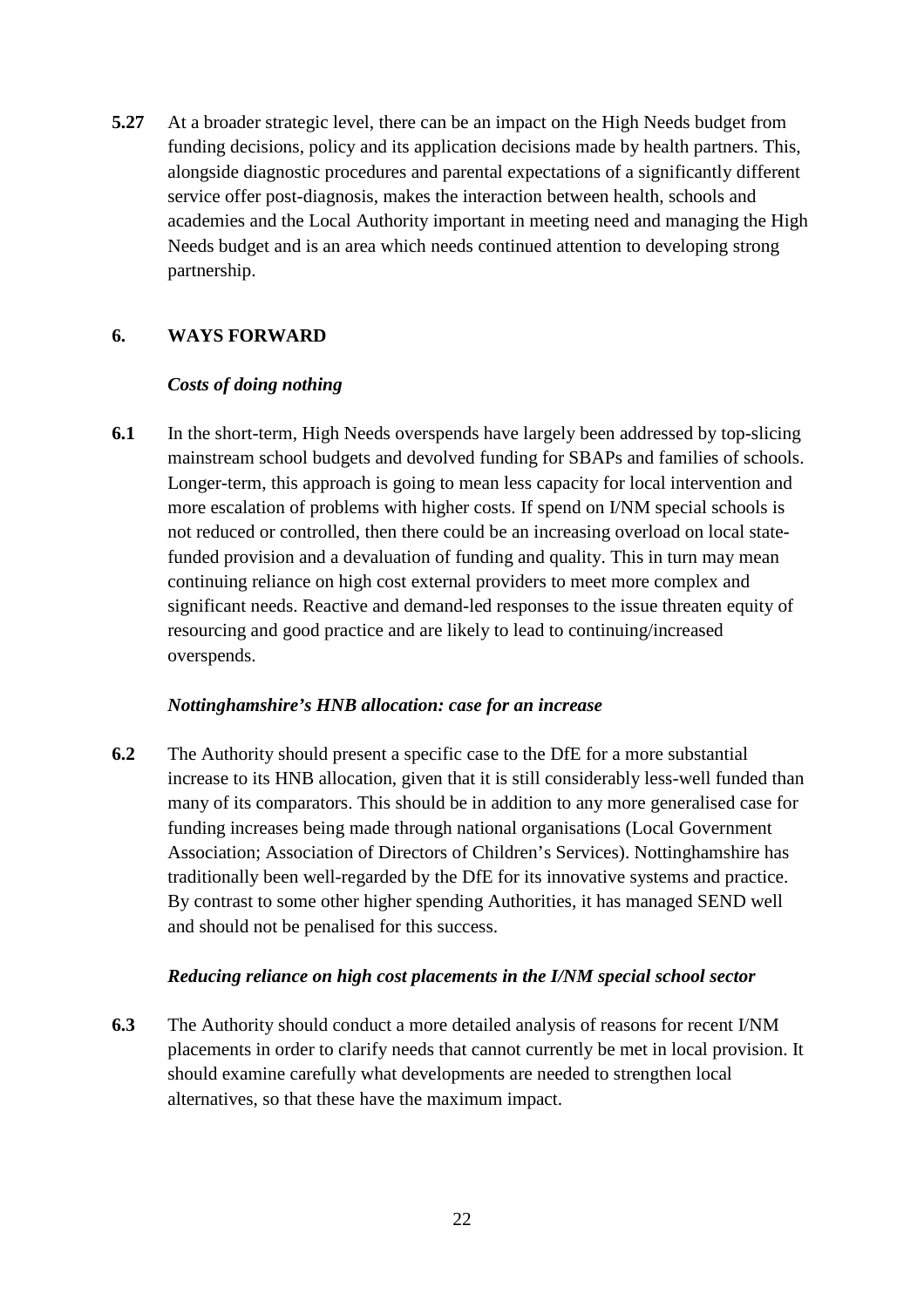**5.27** At a broader strategic level, there can be an impact on the High Needs budget from funding decisions, policy and its application decisions made by health partners. This, alongside diagnostic procedures and parental expectations of a significantly different service offer post-diagnosis, makes the interaction between health, schools and academies and the Local Authority important in meeting need and managing the High Needs budget and is an area which needs continued attention to developing strong partnership.

## 6. WAYS FORWARD

### *Costs of doing nothing*

**6.1** In the short-term, High Needs overspends have largely been addressed by top-slicing mainstream school budgets and devolved funding for SBAPs and families of schools. Longer-term, this approach is going to mean less capacity for local intervention and more escalation of problems with higher costs. If spend on I/NM special schools is not reduced or controlled, then there could be an increasing overload on local state-funded provision and a devaluation of funding and quality. This in turn may mean continuing reliance on high cost external providers to meet more complex and significant needs. Reactive and demand-led responses to the issue threaten equity of resourcing and good practice and are likely to lead to continuing/increased overspends.

### *Nottinghamshire's HNB allocation: case for an increase*

**6.2** The Authority should present a specific case to the DfE for a more substantial increase to its HNB allocation, given that it is still considerably less-well funded than many of its comparators. This should be in addition to any more generalised case for funding increases being made through national organisations (Local Government Association; Association of Directors of Children's Services). Nottinghamshire has traditionally been well-regarded by the DfE for its innovative systems and practice. By contrast to some other higher spending Authorities, it has managed SEND well and should not be penalised for this success.

### *Reducing reliance on high cost placements in the I/NM special school sector*

**6.3** The Authority should conduct a more detailed analysis of reasons for recent I/NM placements in order to clarify needs that cannot currently be met in local provision. It should examine carefully what developments are needed to strengthen local alternatives, so that these have the maximum impact.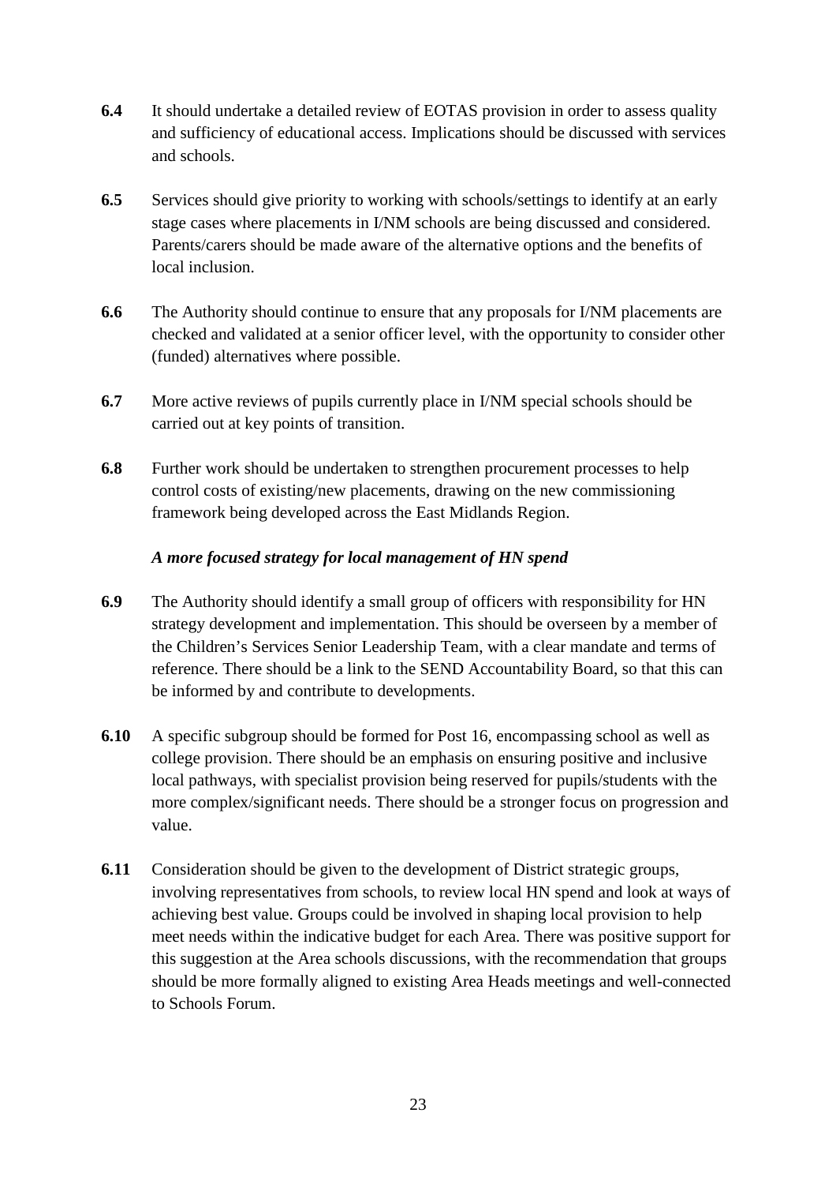**6.4** It should undertake a detailed review of EOTAS provision in order to assess quality and sufficiency of educational access. Implications should be discussed with services and schools.

**6.5** Services should give priority to working with schools/settings to identify at an early stage cases where placements in I/NM schools are being discussed and considered. Parents/carers should be made aware of the alternative options and the benefits of local inclusion.

**6.6** The Authority should continue to ensure that any proposals for I/NM placements are checked and validated at a senior officer level, with the opportunity to consider other (funded) alternatives where possible.

**6.7** More active reviews of pupils currently place in I/NM special schools should be carried out at key points of transition.

**6.8** Further work should be undertaken to strengthen procurement processes to help control costs of existing/new placements, drawing on the new commissioning framework being developed across the East Midlands Region.

***A more focused strategy for local management of HN spend***

**6.9** The Authority should identify a small group of officers with responsibility for HN strategy development and implementation. This should be overseen by a member of the Children's Services Senior Leadership Team, with a clear mandate and terms of reference. There should be a link to the SEND Accountability Board, so that this can be informed by and contribute to developments.

**6.10** A specific subgroup should be formed for Post 16, encompassing school as well as college provision. There should be an emphasis on ensuring positive and inclusive local pathways, with specialist provision being reserved for pupils/students with the more complex/significant needs. There should be a stronger focus on progression and value.

**6.11** Consideration should be given to the development of District strategic groups, involving representatives from schools, to review local HN spend and look at ways of achieving best value. Groups could be involved in shaping local provision to help meet needs within the indicative budget for each Area. There was positive support for this suggestion at the Area schools discussions, with the recommendation that groups should be more formally aligned to existing Area Heads meetings and well-connected to Schools Forum.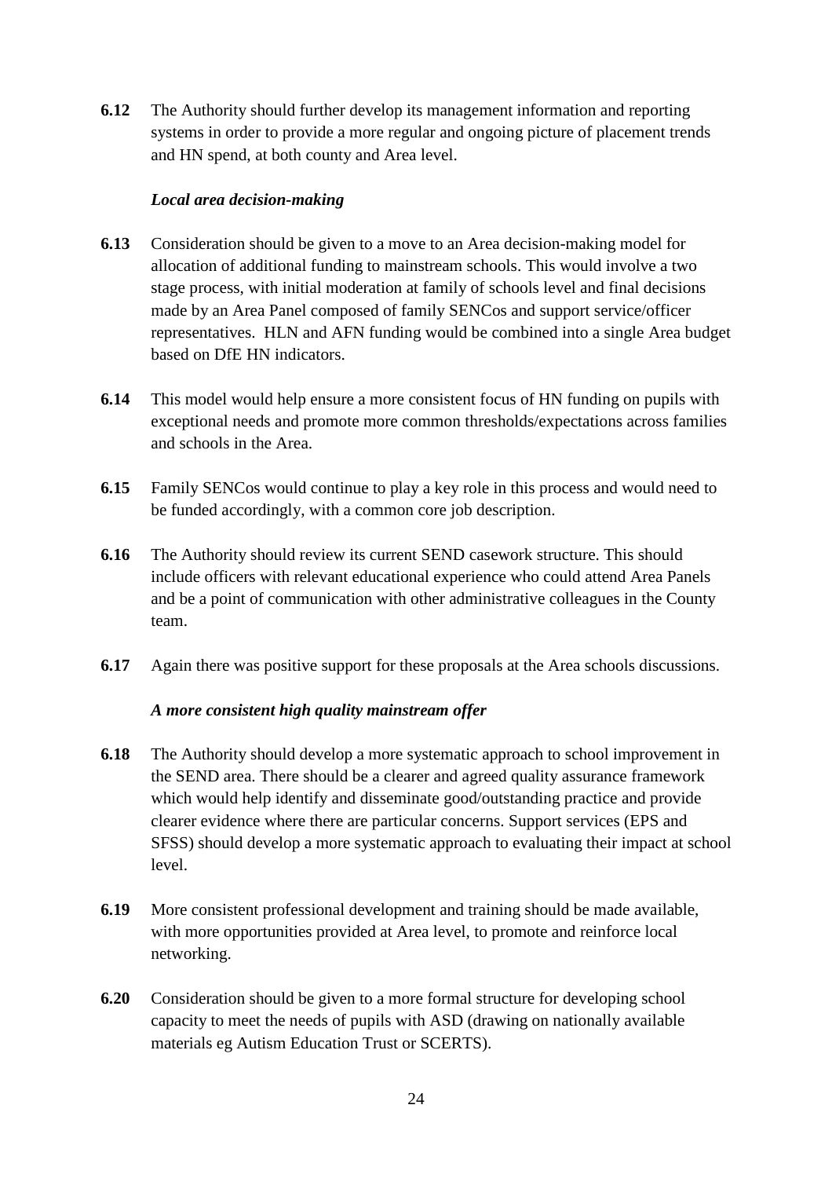**6.12** The Authority should further develop its management information and reporting systems in order to provide a more regular and ongoing picture of placement trends and HN spend, at both county and Area level.

***Local area decision-making***

**6.13** Consideration should be given to a move to an Area decision-making model for allocation of additional funding to mainstream schools. This would involve a two stage process, with initial moderation at family of schools level and final decisions made by an Area Panel composed of family SENCos and support service/officer representatives. HLN and AFN funding would be combined into a single Area budget based on DfE HN indicators.

**6.14** This model would help ensure a more consistent focus of HN funding on pupils with exceptional needs and promote more common thresholds/expectations across families and schools in the Area.

**6.15** Family SENCos would continue to play a key role in this process and would need to be funded accordingly, with a common core job description.

**6.16** The Authority should review its current SEND casework structure. This should include officers with relevant educational experience who could attend Area Panels and be a point of communication with other administrative colleagues in the County team.

**6.17** Again there was positive support for these proposals at the Area schools discussions.

***A more consistent high quality mainstream offer***

**6.18** The Authority should develop a more systematic approach to school improvement in the SEND area. There should be a clearer and agreed quality assurance framework which would help identify and disseminate good/outstanding practice and provide clearer evidence where there are particular concerns. Support services (EPS and SFSS) should develop a more systematic approach to evaluating their impact at school level.

**6.19** More consistent professional development and training should be made available, with more opportunities provided at Area level, to promote and reinforce local networking.

**6.20** Consideration should be given to a more formal structure for developing school capacity to meet the needs of pupils with ASD (drawing on nationally available materials eg Autism Education Trust or SCERTS).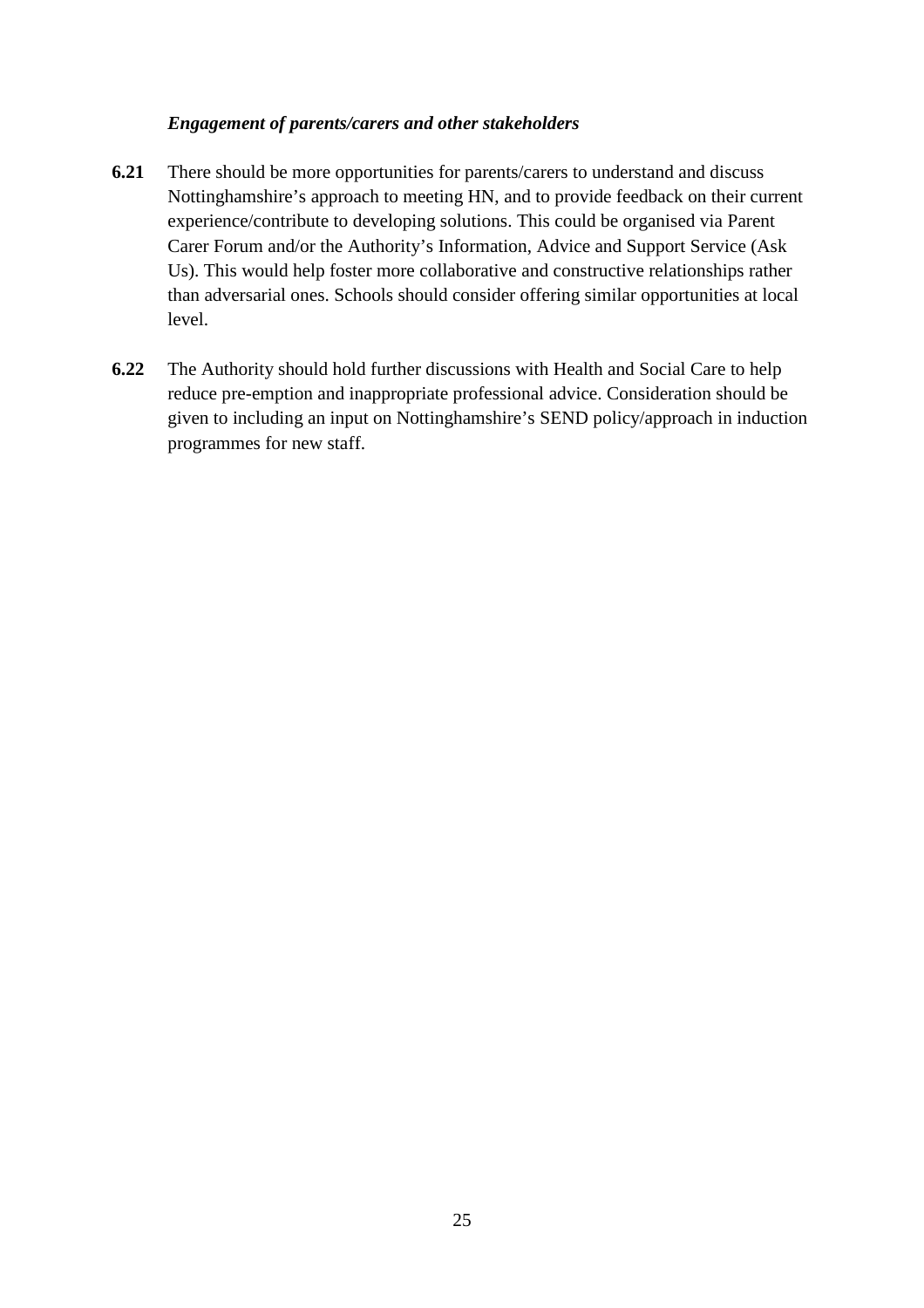***Engagement of parents/carers and other stakeholders***

**6.21** There should be more opportunities for parents/carers to understand and discuss Nottinghamshire's approach to meeting HN, and to provide feedback on their current experience/contribute to developing solutions. This could be organised via Parent Carer Forum and/or the Authority's Information, Advice and Support Service (Ask Us). This would help foster more collaborative and constructive relationships rather than adversarial ones. Schools should consider offering similar opportunities at local level.

**6.22** The Authority should hold further discussions with Health and Social Care to help reduce pre-emption and inappropriate professional advice. Consideration should be given to including an input on Nottinghamshire's SEND policy/approach in induction programmes for new staff.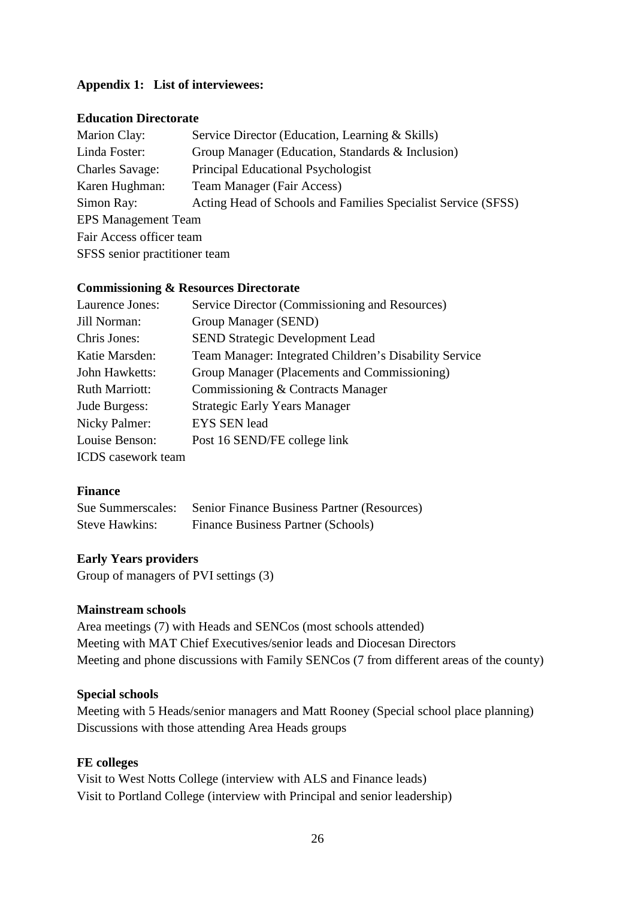**Appendix 1: List of interviewees:**

**Education Directorate**

Marion Clay: Service Director (Education, Learning & Skills)
Linda Foster: Group Manager (Education, Standards & Inclusion)
Charles Savage: Principal Educational Psychologist
Karen Hughman: Team Manager (Fair Access)
Simon Ray: Acting Head of Schools and Families Specialist Service (SFSS)
EPS Management Team
Fair Access officer team
SFSS senior practitioner team

**Commissioning & Resources Directorate**

Laurence Jones: Service Director (Commissioning and Resources)
Jill Norman: Group Manager (SEND)
Chris Jones: SEND Strategic Development Lead
Katie Marsden: Team Manager: Integrated Children's Disability Service
John Hawketts: Group Manager (Placements and Commissioning)
Ruth Marriott: Commissioning & Contracts Manager
Jude Burgess: Strategic Early Years Manager
Nicky Palmer: EYS SEN lead
Louise Benson: Post 16 SEND/FE college link
ICDS casework team

**Finance**

Sue Summerscales: Senior Finance Business Partner (Resources)
Steve Hawkins: Finance Business Partner (Schools)

**Early Years providers**

Group of managers of PVI settings (3)

**Mainstream schools**

Area meetings (7) with Heads and SENCos (most schools attended)
Meeting with MAT Chief Executives/senior leads and Diocesan Directors
Meeting and phone discussions with Family SENCos (7 from different areas of the county)

**Special schools**

Meeting with 5 Heads/senior managers and Matt Rooney (Special school place planning)
Discussions with those attending Area Heads groups

**FE colleges**

Visit to West Notts College (interview with ALS and Finance leads)
Visit to Portland College (interview with Principal and senior leadership)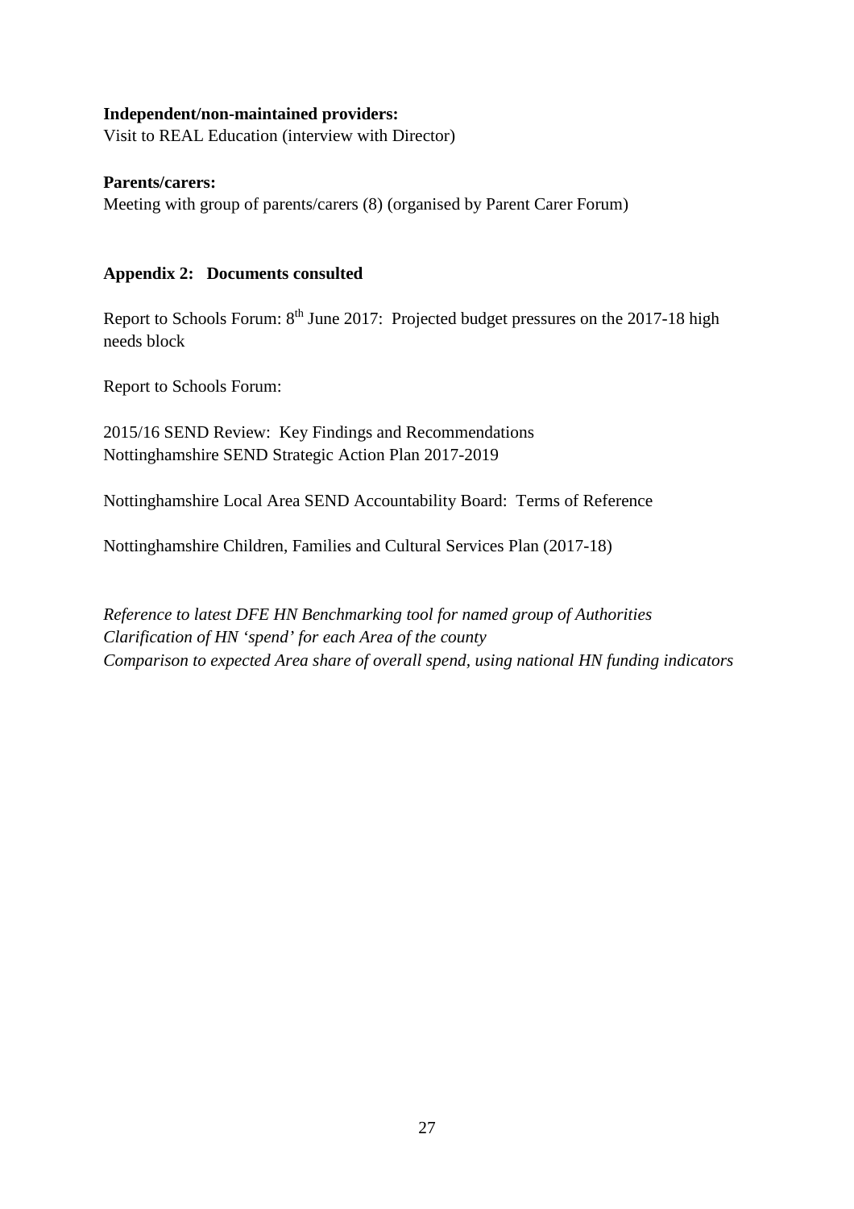**Independent/non-maintained providers:**
Visit to REAL Education (interview with Director)

**Parents/carers:**
Meeting with group of parents/carers (8) (organised by Parent Carer Forum)

## Appendix 2: Documents consulted

Report to Schools Forum: 8th June 2017: Projected budget pressures on the 2017-18 high needs block

Report to Schools Forum:

2015/16 SEND Review: Key Findings and Recommendations
Nottinghamshire SEND Strategic Action Plan 2017-2019

Nottinghamshire Local Area SEND Accountability Board: Terms of Reference

Nottinghamshire Children, Families and Cultural Services Plan (2017-18)

*Reference to latest DFE HN Benchmarking tool for named group of Authorities*
*Clarification of HN 'spend' for each Area of the county*
*Comparison to expected Area share of overall spend, using national HN funding indicators*